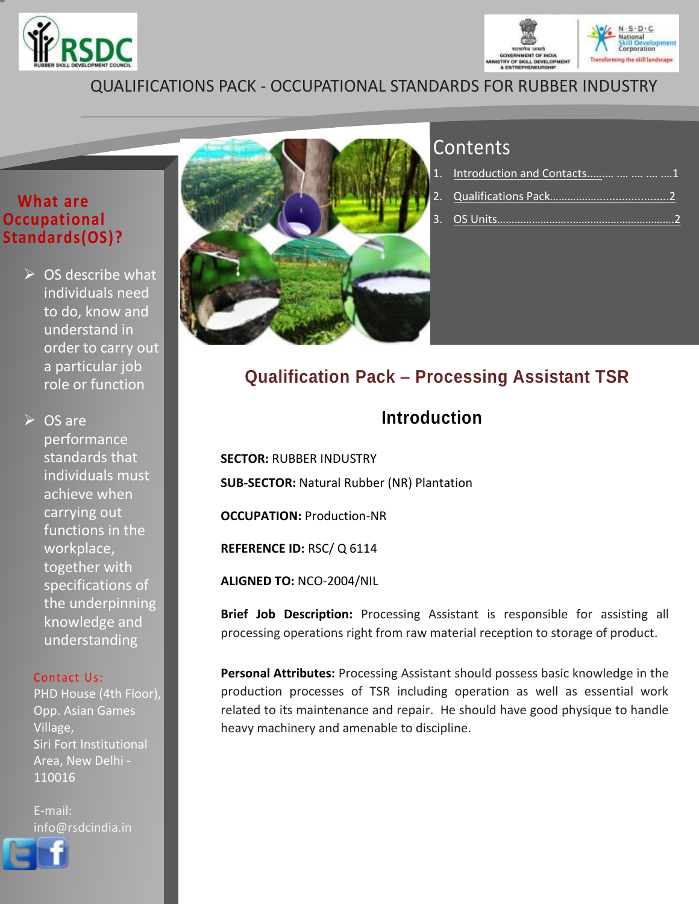QUALIFICATIONS PACK - OCCUPATIONAL STANDARDS FOR RUBBER INDUSTRY

## What are Occupational Standards(OS)?

- OS describe what individuals need to do, know and understand in order to carry out a particular job role or function
- OS are performance standards that individuals must achieve when carrying out functions in the workplace, together with specifications of the underpinning knowledge and understanding

**Contact Us:**
PHD House (4th Floor), Opp. Asian Games Village,
Siri Fort Institutional Area, New Delhi - 110016

E-mail: info@rsdcindia.in

## Contents

1. Introduction and Contacts………. …. …. …. ….1
2. Qualifications Pack……………………………….2
3. OS Units…………………………………………….2

# Qualification Pack – Processing Assistant TSR

## Introduction

**SECTOR:** RUBBER INDUSTRY

**SUB-SECTOR:** Natural Rubber (NR) Plantation

**OCCUPATION:** Production-NR

**REFERENCE ID:** RSC/ Q 6114

**ALIGNED TO:** NCO-2004/NIL

**Brief Job Description:** Processing Assistant is responsible for assisting all processing operations right from raw material reception to storage of product.

**Personal Attributes:** Processing Assistant should possess basic knowledge in the production processes of TSR including operation as well as essential work related to its maintenance and repair. He should have good physique to handle heavy machinery and amenable to discipline.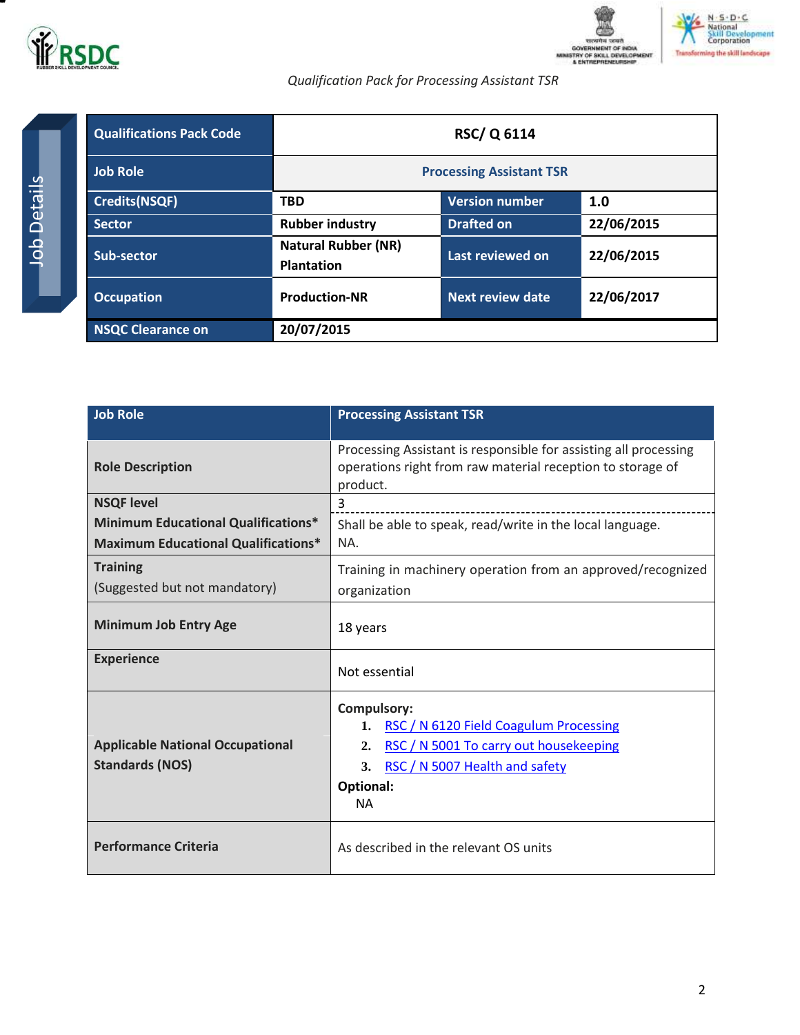Job Details

| Qualifications Pack Code | RSC/ Q 6114 | | |
|---|---|---|---|
| Job Role | Processing Assistant TSR | | |
| Credits(NSQF) | TBD | Version number | 1.0 |
| Sector | Rubber industry | Drafted on | 22/06/2015 |
| Sub-sector | Natural Rubber (NR) Plantation | Last reviewed on | 22/06/2015 |
| Occupation | Production-NR | Next review date | 22/06/2017 |
| NSQC Clearance on | 20/07/2015 | | |

| Job Role | Processing Assistant TSR |
|---|---|
| **Role Description** | Processing Assistant is responsible for assisting all processing operations right from raw material reception to storage of product. |
| **NSQF level** | 3 |
| **Minimum Educational Qualifications*** | Shall be able to speak, read/write in the local language. |
| **Maximum Educational Qualifications*** | NA. |
| **Training** (Suggested but not mandatory) | Training in machinery operation from an approved/recognized organization |
| **Minimum Job Entry Age** | 18 years |
| **Experience** | Not essential |
| **Applicable National Occupational Standards (NOS)** | **Compulsory:** 1. RSC / N 6120 Field Coagulum Processing 2. RSC / N 5001 To carry out housekeeping 3. RSC / N 5007 Health and safety **Optional:** NA |
| **Performance Criteria** | As described in the relevant OS units |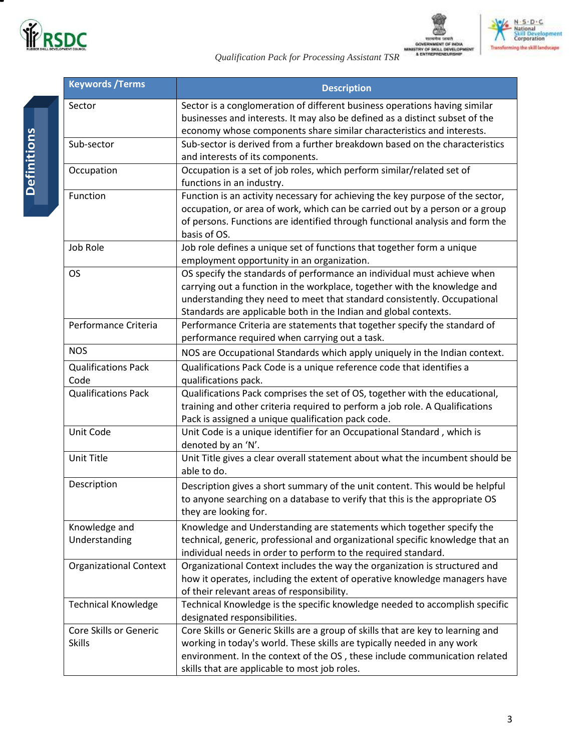## Definitions

| Keywords /Terms | Description |
|---|---|
| Sector | Sector is a conglomeration of different business operations having similar businesses and interests. It may also be defined as a distinct subset of the economy whose components share similar characteristics and interests. |
| Sub-sector | Sub-sector is derived from a further breakdown based on the characteristics and interests of its components. |
| Occupation | Occupation is a set of job roles, which perform similar/related set of functions in an industry. |
| Function | Function is an activity necessary for achieving the key purpose of the sector, occupation, or area of work, which can be carried out by a person or a group of persons. Functions are identified through functional analysis and form the basis of OS. |
| Job Role | Job role defines a unique set of functions that together form a unique employment opportunity in an organization. |
| OS | OS specify the standards of performance an individual must achieve when carrying out a function in the workplace, together with the knowledge and understanding they need to meet that standard consistently. Occupational Standards are applicable both in the Indian and global contexts. |
| Performance Criteria | Performance Criteria are statements that together specify the standard of performance required when carrying out a task. |
| NOS | NOS are Occupational Standards which apply uniquely in the Indian context. |
| Qualifications Pack Code | Qualifications Pack Code is a unique reference code that identifies a qualifications pack. |
| Qualifications Pack | Qualifications Pack comprises the set of OS, together with the educational, training and other criteria required to perform a job role. A Qualifications Pack is assigned a unique qualification pack code. |
| Unit Code | Unit Code is a unique identifier for an Occupational Standard , which is denoted by an 'N'. |
| Unit Title | Unit Title gives a clear overall statement about what the incumbent should be able to do. |
| Description | Description gives a short summary of the unit content. This would be helpful to anyone searching on a database to verify that this is the appropriate OS they are looking for. |
| Knowledge and Understanding | Knowledge and Understanding are statements which together specify the technical, generic, professional and organizational specific knowledge that an individual needs in order to perform to the required standard. |
| Organizational Context | Organizational Context includes the way the organization is structured and how it operates, including the extent of operative knowledge managers have of their relevant areas of responsibility. |
| Technical Knowledge | Technical Knowledge is the specific knowledge needed to accomplish specific designated responsibilities. |
| Core Skills or Generic Skills | Core Skills or Generic Skills are a group of skills that are key to learning and working in today's world. These skills are typically needed in any work environment. In the context of the OS , these include communication related skills that are applicable to most job roles. |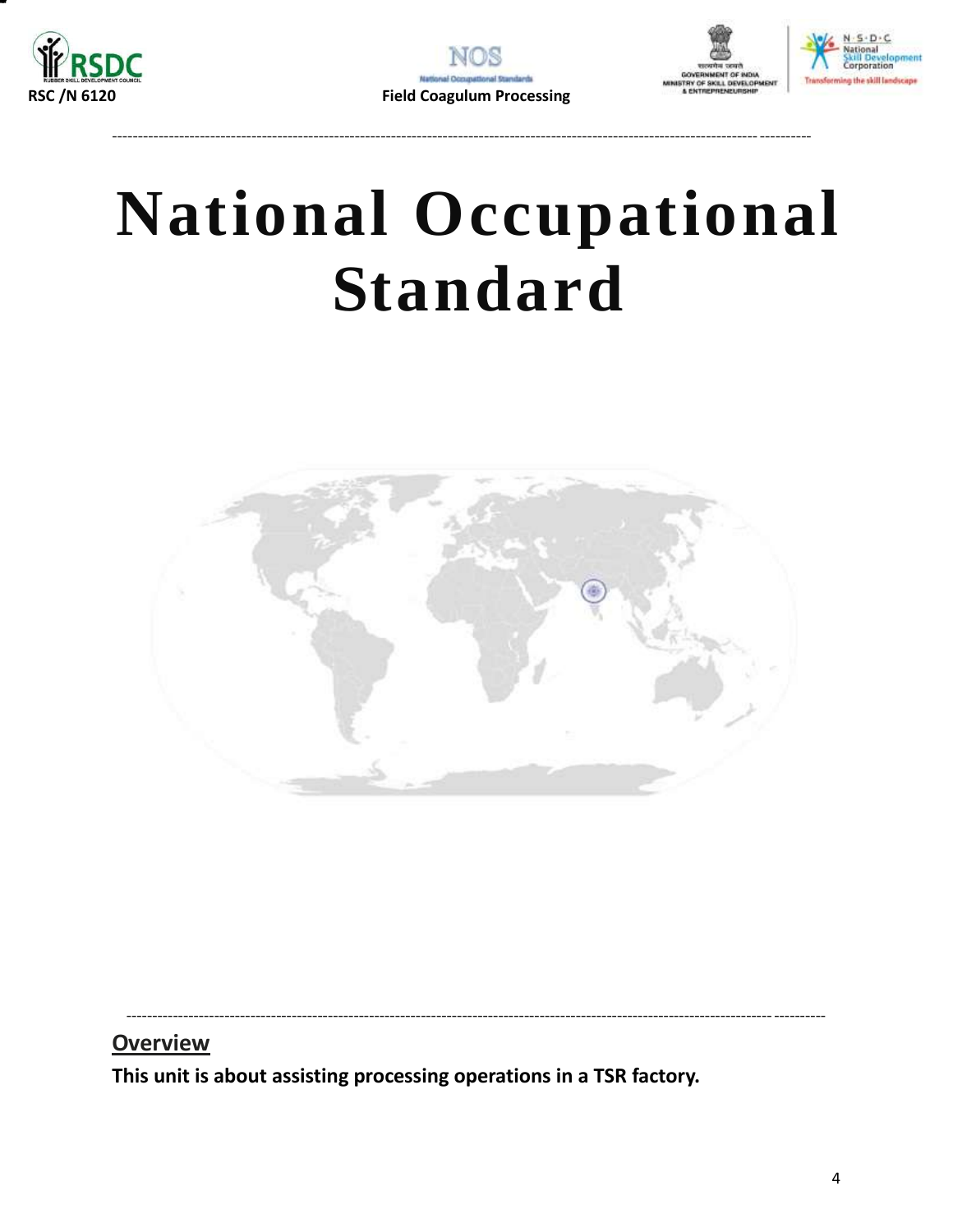# National Occupational Standard

## Overview

**This unit is about assisting processing operations in a TSR factory.**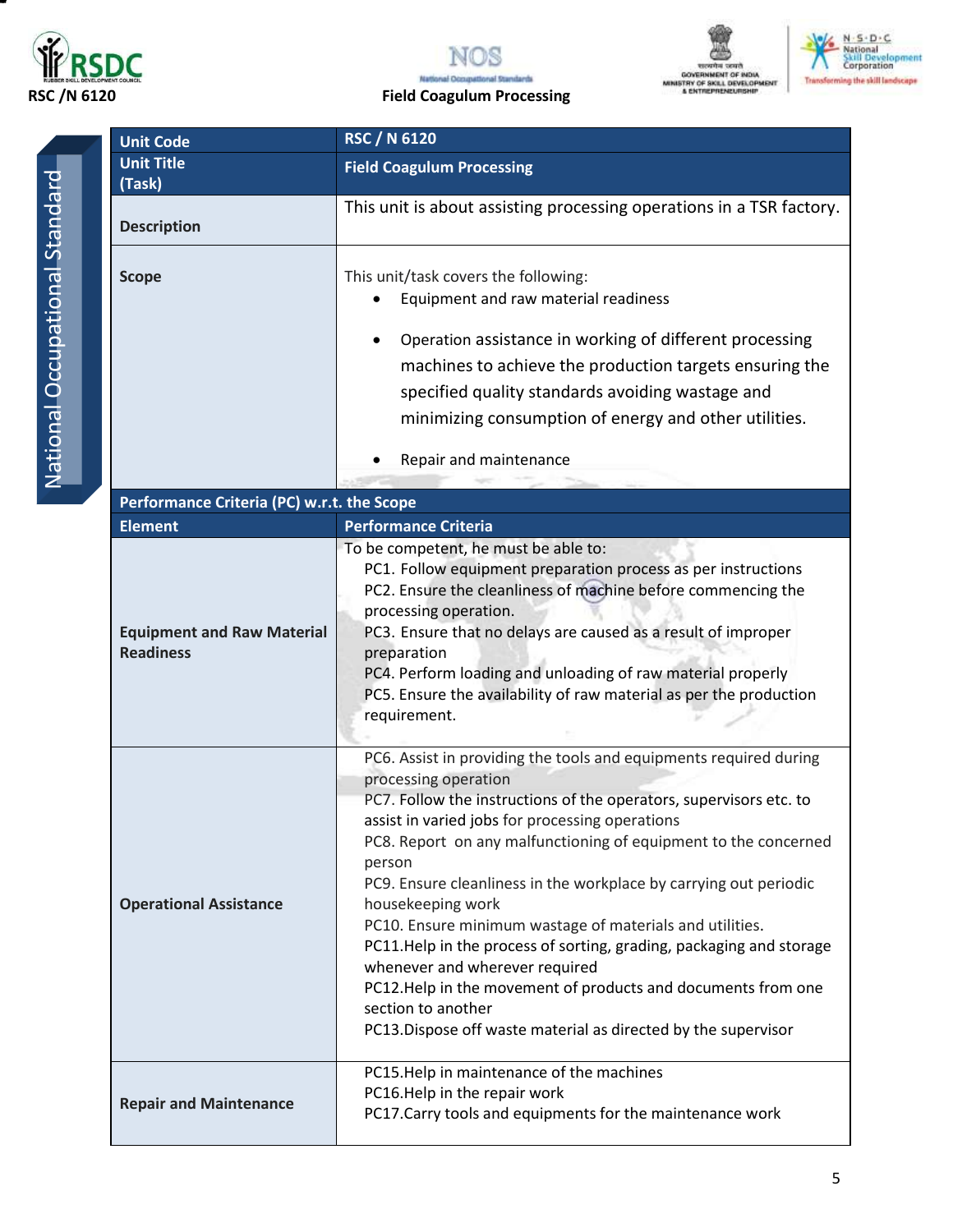| Unit Code | RSC / N 6120 |
|---|---|
| Unit Title (Task) | Field Coagulum Processing |
| Description | This unit is about assisting processing operations in a TSR factory. |
| Scope | This unit/task covers the following:<br>• Equipment and raw material readiness<br>• Operation assistance in working of different processing machines to achieve the production targets ensuring the specified quality standards avoiding wastage and minimizing consumption of energy and other utilities.<br>• Repair and maintenance |

**Performance Criteria (PC) w.r.t. the Scope**

| Element | Performance Criteria |
|---|---|
| Equipment and Raw Material Readiness | To be competent, he must be able to:<br>PC1. Follow equipment preparation process as per instructions<br>PC2. Ensure the cleanliness of machine before commencing the processing operation.<br>PC3. Ensure that no delays are caused as a result of improper preparation<br>PC4. Perform loading and unloading of raw material properly<br>PC5. Ensure the availability of raw material as per the production requirement. |
| Operational Assistance | PC6. Assist in providing the tools and equipments required during processing operation<br>PC7. Follow the instructions of the operators, supervisors etc. to assist in varied jobs for processing operations<br>PC8. Report on any malfunctioning of equipment to the concerned person<br>PC9. Ensure cleanliness in the workplace by carrying out periodic housekeeping work<br>PC10. Ensure minimum wastage of materials and utilities.<br>PC11.Help in the process of sorting, grading, packaging and storage whenever and wherever required<br>PC12.Help in the movement of products and documents from one section to another<br>PC13.Dispose off waste material as directed by the supervisor |
| Repair and Maintenance | PC15.Help in maintenance of the machines<br>PC16.Help in the repair work<br>PC17.Carry tools and equipments for the maintenance work |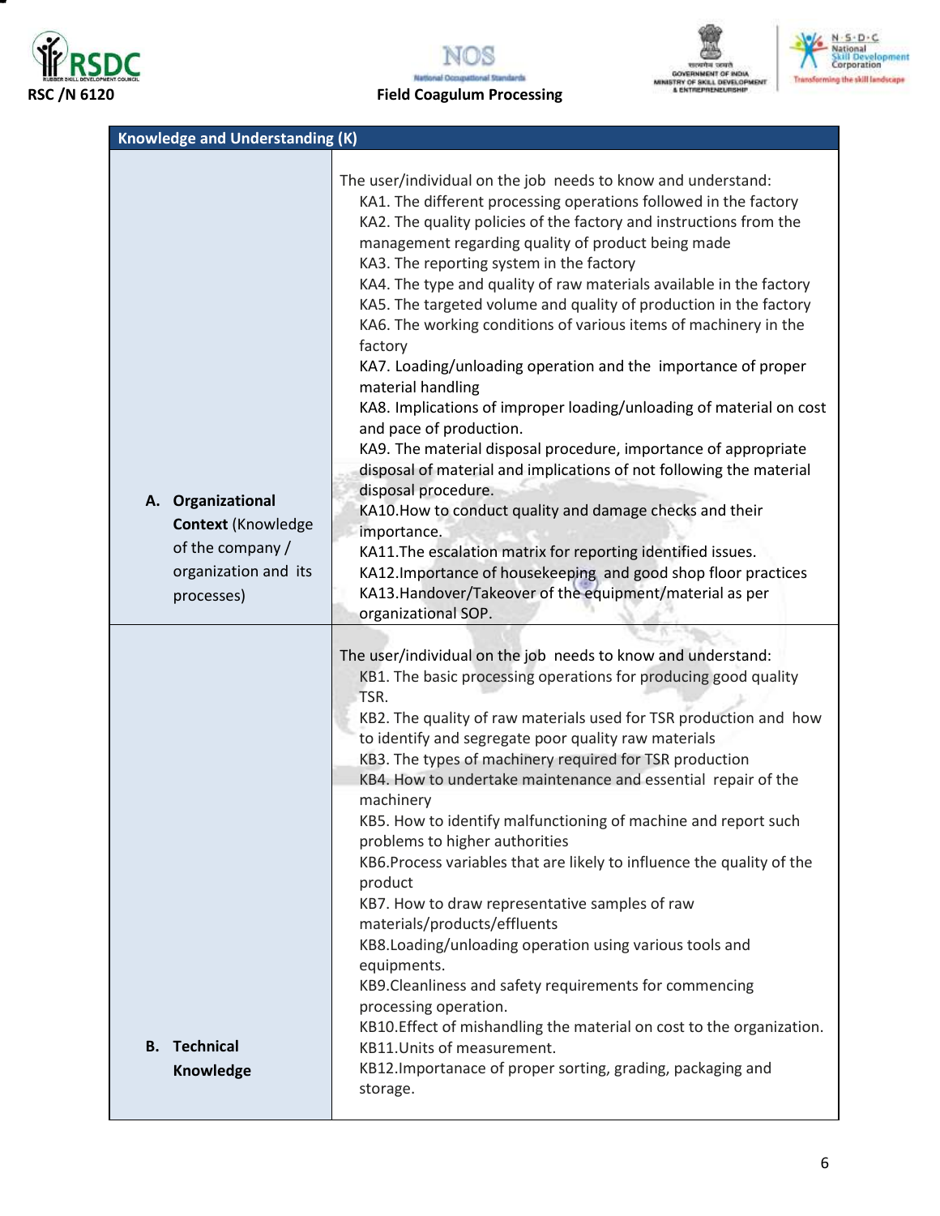| Knowledge and Understanding (K) | |
|---|---|
| **A. Organizational Context** (Knowledge of the company / organization and its processes) | The user/individual on the job needs to know and understand:<br>KA1. The different processing operations followed in the factory<br>KA2. The quality policies of the factory and instructions from the management regarding quality of product being made<br>KA3. The reporting system in the factory<br>KA4. The type and quality of raw materials available in the factory<br>KA5. The targeted volume and quality of production in the factory<br>KA6. The working conditions of various items of machinery in the factory<br>KA7. Loading/unloading operation and the importance of proper material handling<br>KA8. Implications of improper loading/unloading of material on cost and pace of production.<br>KA9. The material disposal procedure, importance of appropriate disposal of material and implications of not following the material disposal procedure.<br>KA10.How to conduct quality and damage checks and their importance.<br>KA11.The escalation matrix for reporting identified issues.<br>KA12.Importance of housekeeping and good shop floor practices<br>KA13.Handover/Takeover of the equipment/material as per organizational SOP. |
| **B. Technical Knowledge** | The user/individual on the job needs to know and understand:<br>KB1. The basic processing operations for producing good quality TSR.<br>KB2. The quality of raw materials used for TSR production and how to identify and segregate poor quality raw materials<br>KB3. The types of machinery required for TSR production<br>KB4. How to undertake maintenance and essential repair of the machinery<br>KB5. How to identify malfunctioning of machine and report such problems to higher authorities<br>KB6.Process variables that are likely to influence the quality of the product<br>KB7. How to draw representative samples of raw materials/products/effluents<br>KB8.Loading/unloading operation using various tools and equipments.<br>KB9.Cleanliness and safety requirements for commencing processing operation.<br>KB10.Effect of mishandling the material on cost to the organization.<br>KB11.Units of measurement.<br>KB12.Importanace of proper sorting, grading, packaging and storage. |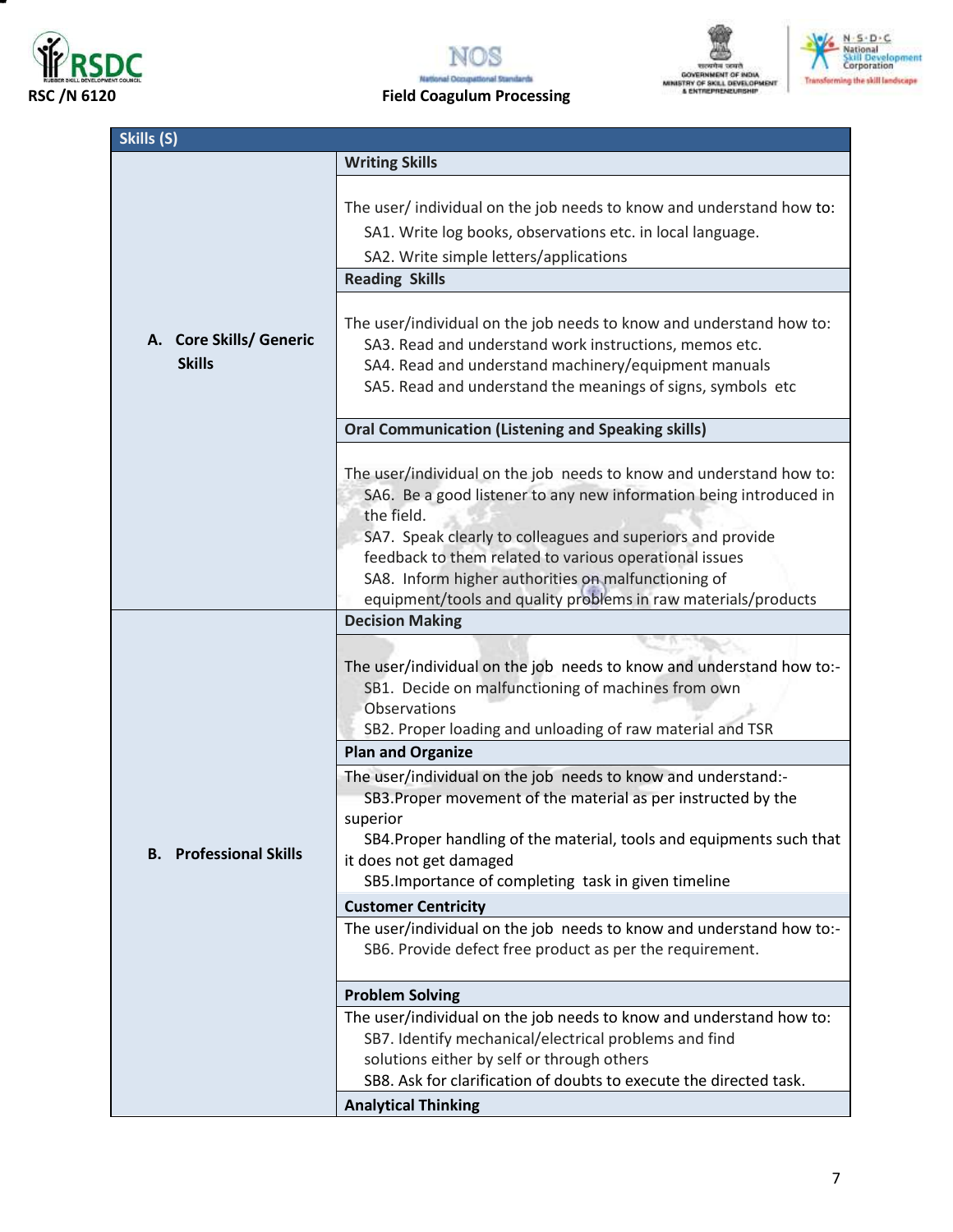| Skills (S) | |
|---|---|
| **A. Core Skills/ Generic Skills** | **Writing Skills** |
| | The user/ individual on the job needs to know and understand how to:<br>SA1. Write log books, observations etc. in local language.<br>SA2. Write simple letters/applications |
| | **Reading Skills** |
| | The user/individual on the job needs to know and understand how to:<br>SA3. Read and understand work instructions, memos etc.<br>SA4. Read and understand machinery/equipment manuals<br>SA5. Read and understand the meanings of signs, symbols etc |
| | **Oral Communication (Listening and Speaking skills)** |
| | The user/individual on the job needs to know and understand how to:<br>SA6. Be a good listener to any new information being introduced in the field.<br>SA7. Speak clearly to colleagues and superiors and provide feedback to them related to various operational issues<br>SA8. Inform higher authorities on malfunctioning of equipment/tools and quality problems in raw materials/products |
| **B. Professional Skills** | **Decision Making** |
| | The user/individual on the job needs to know and understand how to:-<br>SB1. Decide on malfunctioning of machines from own Observations<br>SB2. Proper loading and unloading of raw material and TSR |
| | **Plan and Organize** |
| | The user/individual on the job needs to know and understand:-<br>SB3.Proper movement of the material as per instructed by the superior<br>SB4.Proper handling of the material, tools and equipments such that it does not get damaged<br>SB5.Importance of completing task in given timeline |
| | **Customer Centricity** |
| | The user/individual on the job needs to know and understand how to:-<br>SB6. Provide defect free product as per the requirement. |
| | **Problem Solving** |
| | The user/individual on the job needs to know and understand how to:<br>SB7. Identify mechanical/electrical problems and find solutions either by self or through others<br>SB8. Ask for clarification of doubts to execute the directed task. |
| | **Analytical Thinking** |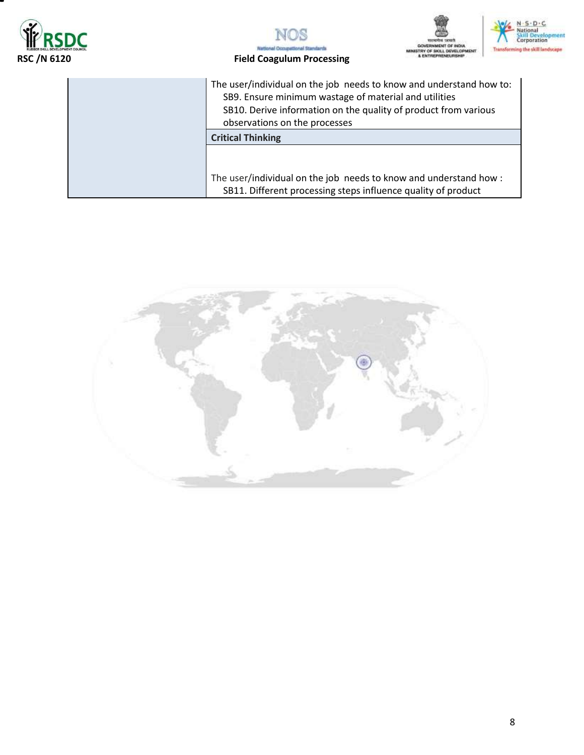| | |
|---|---|
| | The user/individual on the job needs to know and understand how to:<br>SB9. Ensure minimum wastage of material and utilities<br>SB10. Derive information on the quality of product from various observations on the processes |
| | **Critical Thinking** |
| | The user/individual on the job needs to know and understand how :<br>SB11. Different processing steps influence quality of product |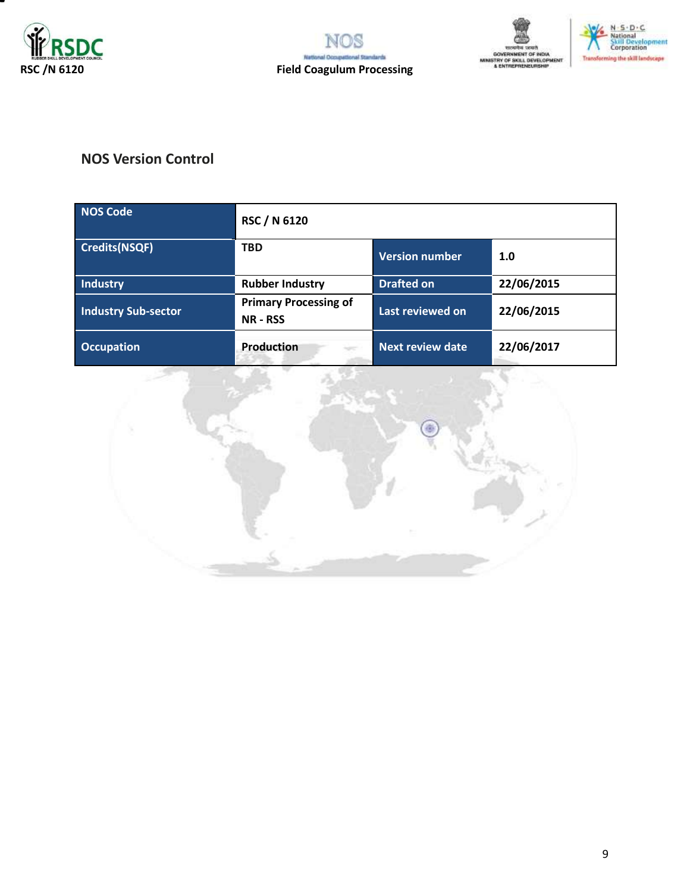## NOS Version Control

| NOS Code | RSC / N 6120 | | |
|---|---|---|---|
| Credits(NSQF) | TBD | Version number | 1.0 |
| Industry | Rubber Industry | Drafted on | 22/06/2015 |
| Industry Sub-sector | Primary Processing of NR - RSS | Last reviewed on | 22/06/2015 |
| Occupation | Production | Next review date | 22/06/2017 |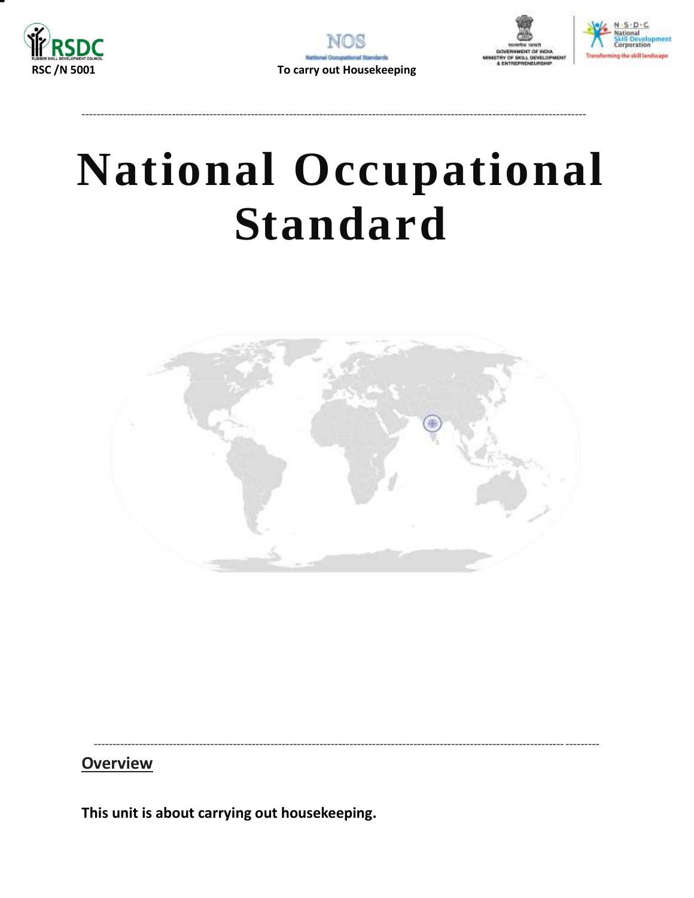# National Occupational Standard

## Overview

**This unit is about carrying out housekeeping.**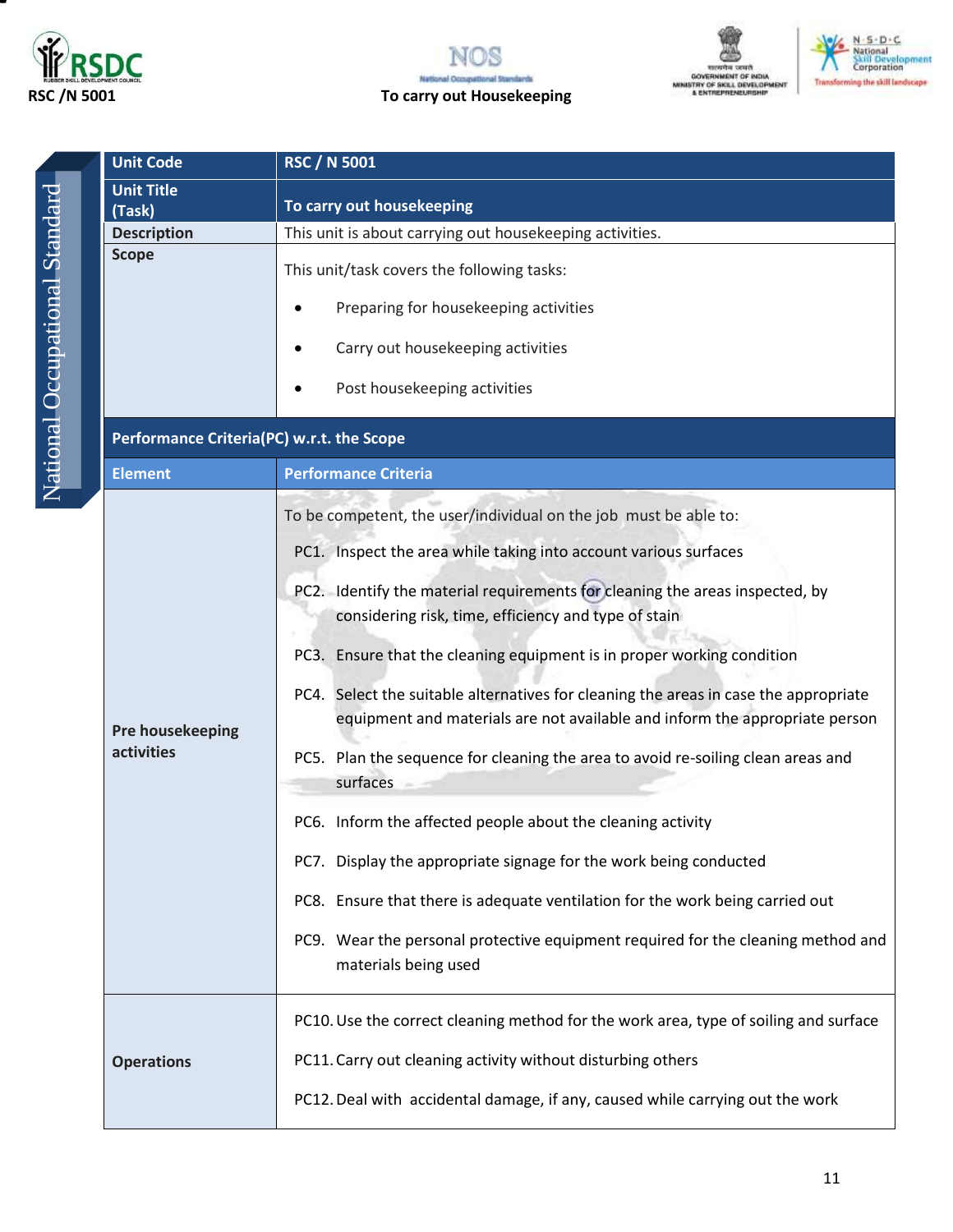| Unit Code | RSC / N 5001 |
|---|---|
| Unit Title (Task) | To carry out housekeeping |
| Description | This unit is about carrying out housekeeping activities. |
| Scope | This unit/task covers the following tasks:<br>• Preparing for housekeeping activities<br>• Carry out housekeeping activities<br>• Post housekeeping activities |

**Performance Criteria(PC) w.r.t. the Scope**

| Element | Performance Criteria |
|---|---|
| Pre housekeeping activities | To be competent, the user/individual on the job must be able to:<br>PC1. Inspect the area while taking into account various surfaces<br>PC2. Identify the material requirements for cleaning the areas inspected, by considering risk, time, efficiency and type of stain<br>PC3. Ensure that the cleaning equipment is in proper working condition<br>PC4. Select the suitable alternatives for cleaning the areas in case the appropriate equipment and materials are not available and inform the appropriate person<br>PC5. Plan the sequence for cleaning the area to avoid re-soiling clean areas and surfaces<br>PC6. Inform the affected people about the cleaning activity<br>PC7. Display the appropriate signage for the work being conducted<br>PC8. Ensure that there is adequate ventilation for the work being carried out<br>PC9. Wear the personal protective equipment required for the cleaning method and materials being used |
| Operations | PC10. Use the correct cleaning method for the work area, type of soiling and surface<br>PC11. Carry out cleaning activity without disturbing others<br>PC12. Deal with accidental damage, if any, caused while carrying out the work |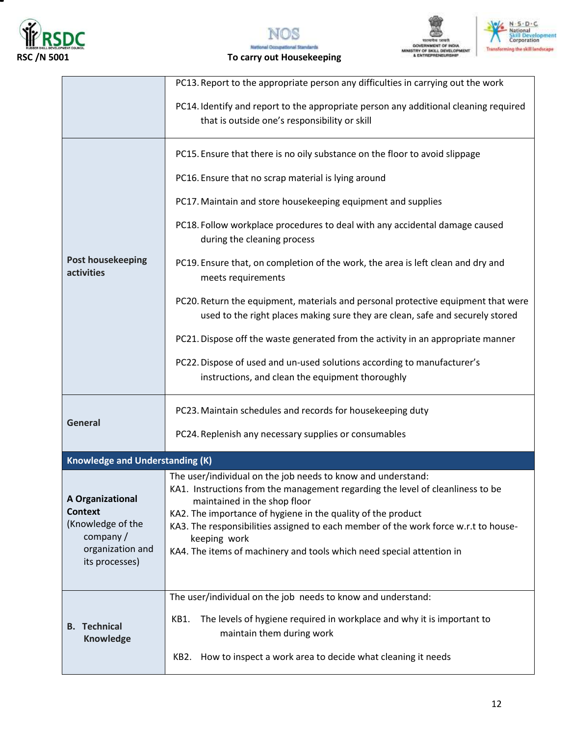| | |
|---|---|
| | PC13. Report to the appropriate person any difficulties in carrying out the work<br>PC14. Identify and report to the appropriate person any additional cleaning required that is outside one's responsibility or skill |
| **Post housekeeping activities** | PC15. Ensure that there is no oily substance on the floor to avoid slippage<br>PC16. Ensure that no scrap material is lying around<br>PC17. Maintain and store housekeeping equipment and supplies<br>PC18. Follow workplace procedures to deal with any accidental damage caused during the cleaning process<br>PC19. Ensure that, on completion of the work, the area is left clean and dry and meets requirements<br>PC20. Return the equipment, materials and personal protective equipment that were used to the right places making sure they are clean, safe and securely stored<br>PC21. Dispose off the waste generated from the activity in an appropriate manner<br>PC22. Dispose of used and un-used solutions according to manufacturer's instructions, and clean the equipment thoroughly |
| **General** | PC23. Maintain schedules and records for housekeeping duty<br>PC24. Replenish any necessary supplies or consumables |
| **Knowledge and Understanding (K)** | |
| **A Organizational Context** (Knowledge of the company / organization and its processes) | The user/individual on the job needs to know and understand:<br>KA1. Instructions from the management regarding the level of cleanliness to be maintained in the shop floor<br>KA2. The importance of hygiene in the quality of the product<br>KA3. The responsibilities assigned to each member of the work force w.r.t to house-keeping work<br>KA4. The items of machinery and tools which need special attention in |
| **B. Technical Knowledge** | The user/individual on the job needs to know and understand:<br>KB1. The levels of hygiene required in workplace and why it is important to maintain them during work<br>KB2. How to inspect a work area to decide what cleaning it needs |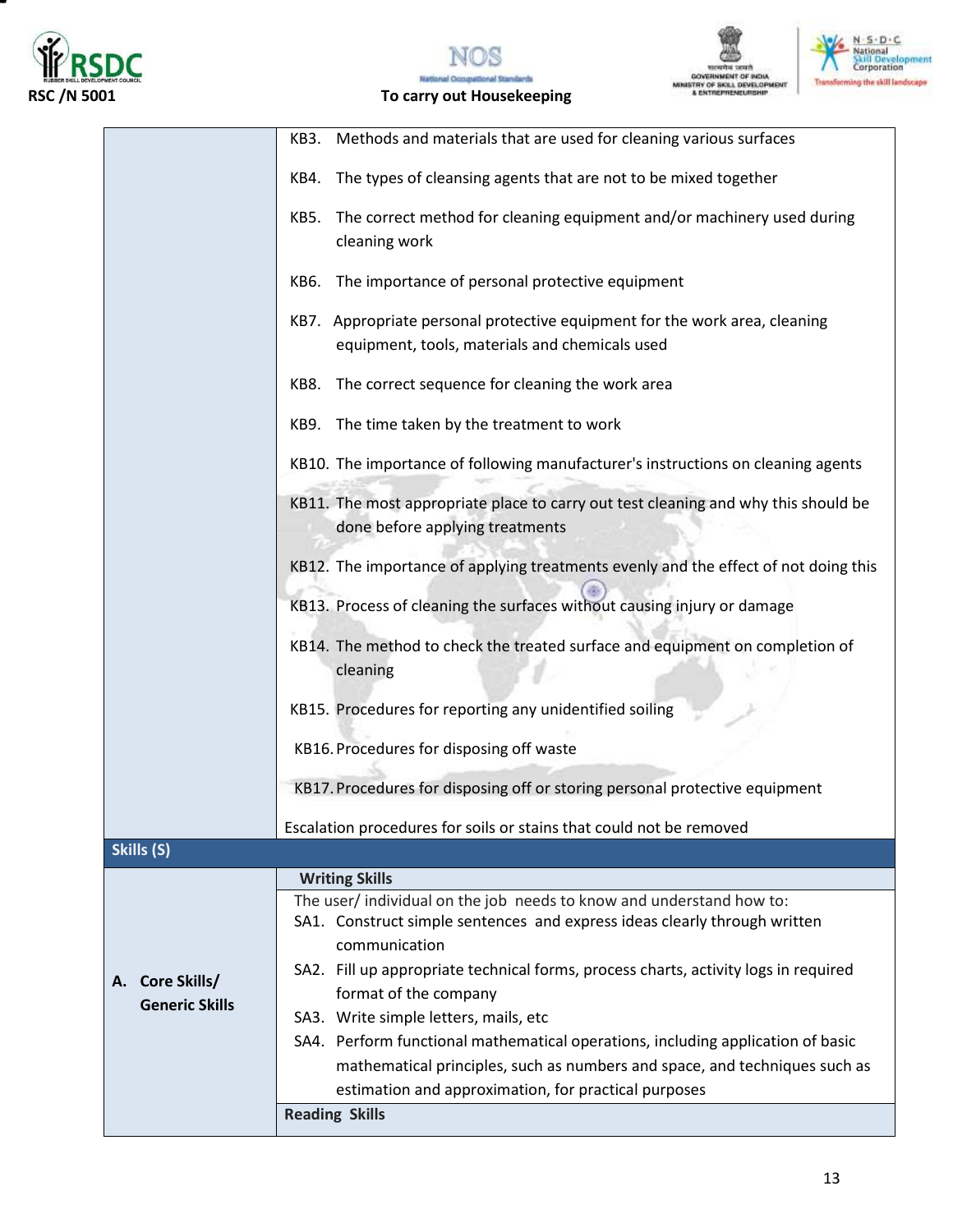| | |
|---|---|
| | KB3. Methods and materials that are used for cleaning various surfaces<br><br>KB4. The types of cleansing agents that are not to be mixed together<br><br>KB5. The correct method for cleaning equipment and/or machinery used during cleaning work<br><br>KB6. The importance of personal protective equipment<br><br>KB7. Appropriate personal protective equipment for the work area, cleaning equipment, tools, materials and chemicals used<br><br>KB8. The correct sequence for cleaning the work area<br><br>KB9. The time taken by the treatment to work<br><br>KB10. The importance of following manufacturer's instructions on cleaning agents<br><br>KB11. The most appropriate place to carry out test cleaning and why this should be done before applying treatments<br><br>KB12. The importance of applying treatments evenly and the effect of not doing this<br><br>KB13. Process of cleaning the surfaces without causing injury or damage<br><br>KB14. The method to check the treated surface and equipment on completion of cleaning<br><br>KB15. Procedures for reporting any unidentified soiling<br><br>KB16. Procedures for disposing off waste<br><br>KB17. Procedures for disposing off or storing personal protective equipment<br><br>Escalation procedures for soils or stains that could not be removed |
| **Skills (S)** | |
| **A. Core Skills/ Generic Skills** | **Writing Skills**<br><br>The user/ individual on the job needs to know and understand how to:<br>SA1. Construct simple sentences and express ideas clearly through written communication<br>SA2. Fill up appropriate technical forms, process charts, activity logs in required format of the company<br>SA3. Write simple letters, mails, etc<br>SA4. Perform functional mathematical operations, including application of basic mathematical principles, such as numbers and space, and techniques such as estimation and approximation, for practical purposes |
| | **Reading Skills** |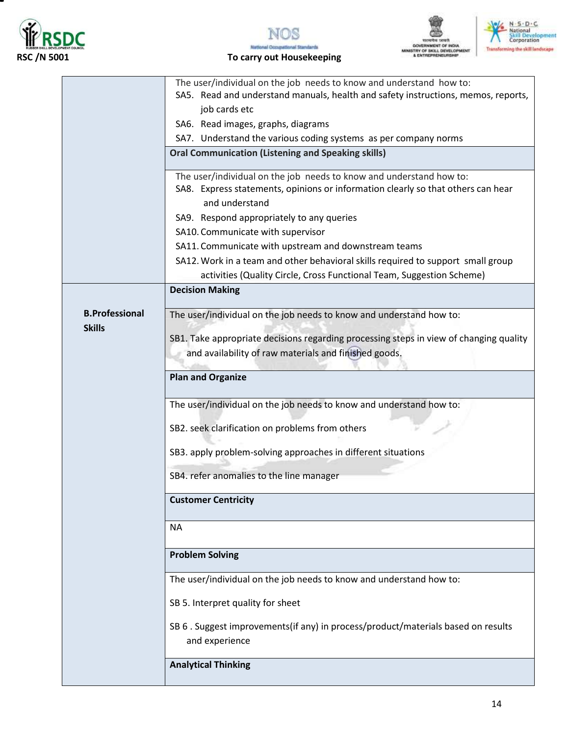| | |
|---|---|
| | The user/individual on the job needs to know and understand how to:<br>SA5. Read and understand manuals, health and safety instructions, memos, reports, job cards etc<br>SA6. Read images, graphs, diagrams<br>SA7. Understand the various coding systems as per company norms |
| | **Oral Communication (Listening and Speaking skills)** |
| | The user/individual on the job needs to know and understand how to:<br>SA8. Express statements, opinions or information clearly so that others can hear and understand<br>SA9. Respond appropriately to any queries<br>SA10. Communicate with supervisor<br>SA11. Communicate with upstream and downstream teams<br>SA12. Work in a team and other behavioral skills required to support small group activities (Quality Circle, Cross Functional Team, Suggestion Scheme) |
| **B.Professional Skills** | **Decision Making** |
| | The user/individual on the job needs to know and understand how to:<br>SB1. Take appropriate decisions regarding processing steps in view of changing quality and availability of raw materials and finished goods. |
| | **Plan and Organize** |
| | The user/individual on the job needs to know and understand how to:<br>SB2. seek clarification on problems from others<br>SB3. apply problem-solving approaches in different situations<br>SB4. refer anomalies to the line manager |
| | **Customer Centricity** |
| | NA |
| | **Problem Solving** |
| | The user/individual on the job needs to know and understand how to:<br>SB 5. Interpret quality for sheet<br>SB 6 . Suggest improvements(if any) in process/product/materials based on results and experience |
| | **Analytical Thinking** |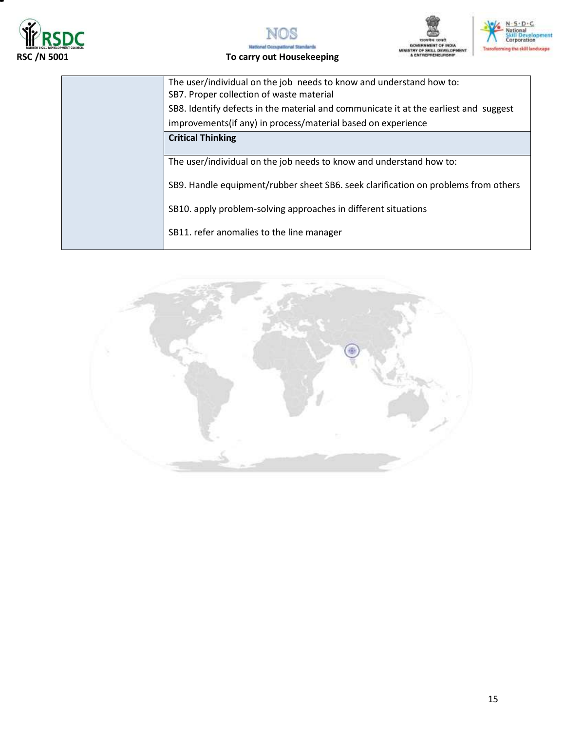|  |  |
|---|---|
|  | The user/individual on the job needs to know and understand how to:<br>SB7. Proper collection of waste material<br>SB8. Identify defects in the material and communicate it at the earliest and suggest improvements(if any) in process/material based on experience |
|  | **Critical Thinking** |
|  | The user/individual on the job needs to know and understand how to:<br><br>SB9. Handle equipment/rubber sheet SB6. seek clarification on problems from others<br><br>SB10. apply problem-solving approaches in different situations<br><br>SB11. refer anomalies to the line manager |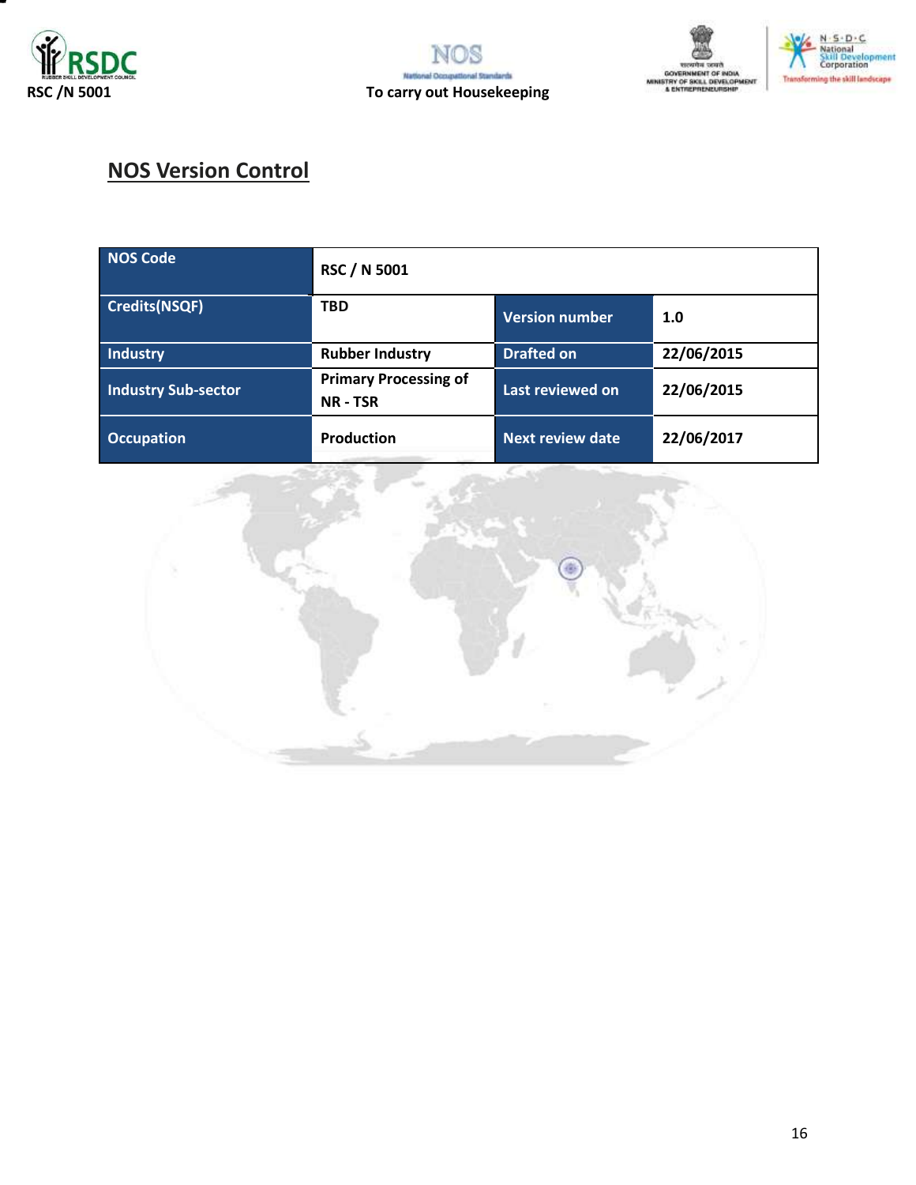## NOS Version Control

| NOS Code | RSC / N 5001 | | |
|---|---|---|---|
| Credits(NSQF) | TBD | Version number | 1.0 |
| Industry | Rubber Industry | Drafted on | 22/06/2015 |
| Industry Sub-sector | Primary Processing of NR - TSR | Last reviewed on | 22/06/2015 |
| Occupation | Production | Next review date | 22/06/2017 |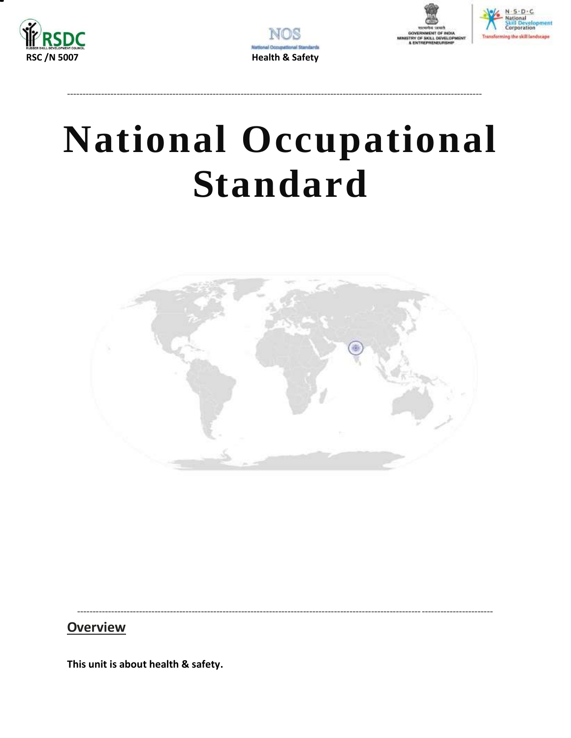# National Occupational Standard

## Overview

**This unit is about health & safety.**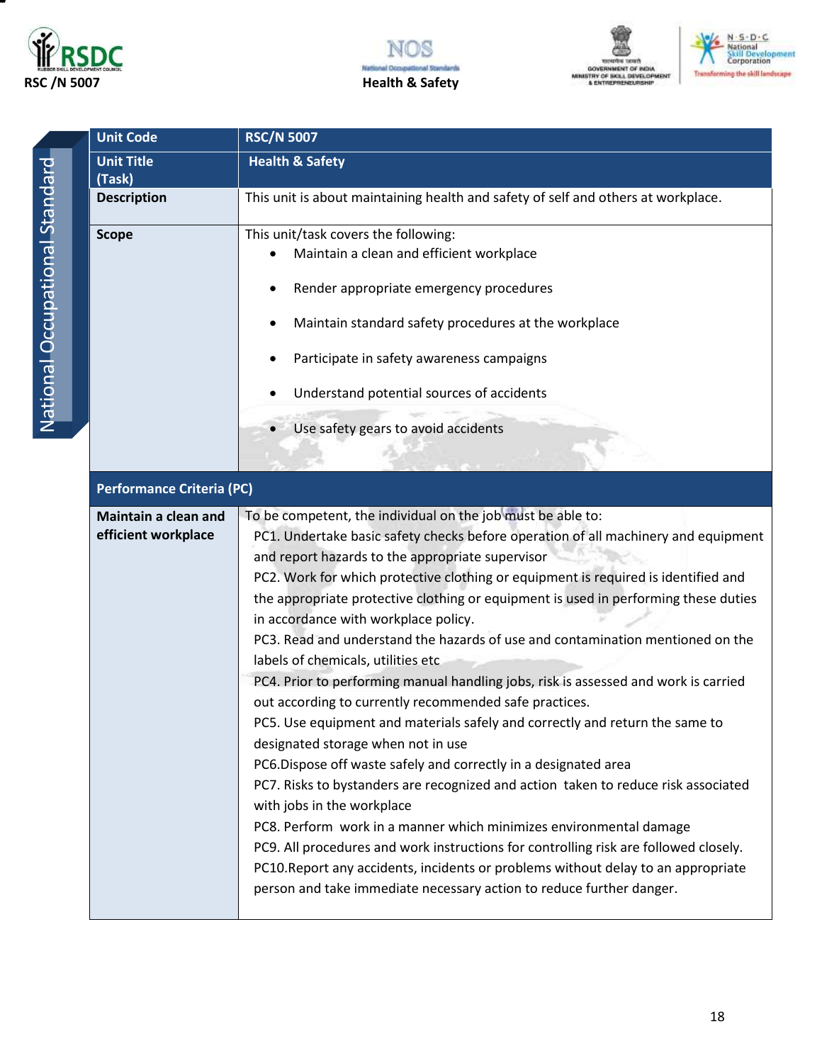| Unit Code | RSC/N 5007 |
| --- | --- |
| Unit Title (Task) | Health & Safety |
| Description | This unit is about maintaining health and safety of self and others at workplace. |
| Scope | This unit/task covers the following:<br>• Maintain a clean and efficient workplace<br>• Render appropriate emergency procedures<br>• Maintain standard safety procedures at the workplace<br>• Participate in safety awareness campaigns<br>• Understand potential sources of accidents<br>• Use safety gears to avoid accidents |
| **Performance Criteria (PC)** | |
| **Maintain a clean and efficient workplace** | To be competent, the individual on the job must be able to:<br>PC1. Undertake basic safety checks before operation of all machinery and equipment and report hazards to the appropriate supervisor<br>PC2. Work for which protective clothing or equipment is required is identified and the appropriate protective clothing or equipment is used in performing these duties in accordance with workplace policy.<br>PC3. Read and understand the hazards of use and contamination mentioned on the labels of chemicals, utilities etc<br>PC4. Prior to performing manual handling jobs, risk is assessed and work is carried out according to currently recommended safe practices.<br>PC5. Use equipment and materials safely and correctly and return the same to designated storage when not in use<br>PC6.Dispose off waste safely and correctly in a designated area<br>PC7. Risks to bystanders are recognized and action taken to reduce risk associated with jobs in the workplace<br>PC8. Perform work in a manner which minimizes environmental damage<br>PC9. All procedures and work instructions for controlling risk are followed closely.<br>PC10.Report any accidents, incidents or problems without delay to an appropriate person and take immediate necessary action to reduce further danger. |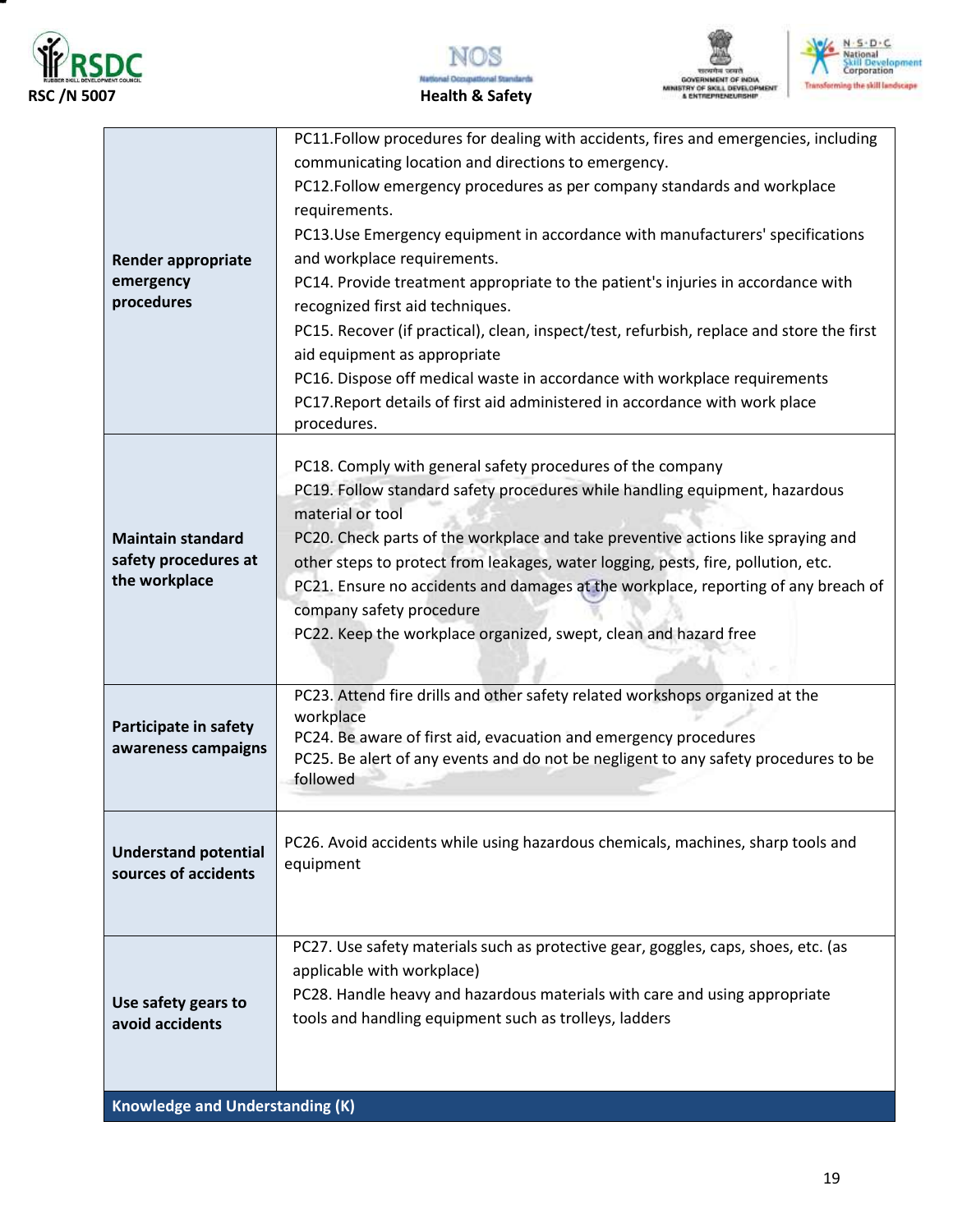| | |
|---|---|
| **Render appropriate emergency procedures** | PC11.Follow procedures for dealing with accidents, fires and emergencies, including communicating location and directions to emergency.<br>PC12.Follow emergency procedures as per company standards and workplace requirements.<br>PC13.Use Emergency equipment in accordance with manufacturers' specifications and workplace requirements.<br>PC14. Provide treatment appropriate to the patient's injuries in accordance with recognized first aid techniques.<br>PC15. Recover (if practical), clean, inspect/test, refurbish, replace and store the first aid equipment as appropriate<br>PC16. Dispose off medical waste in accordance with workplace requirements<br>PC17.Report details of first aid administered in accordance with work place procedures. |
| **Maintain standard safety procedures at the workplace** | PC18. Comply with general safety procedures of the company<br>PC19. Follow standard safety procedures while handling equipment, hazardous material or tool<br>PC20. Check parts of the workplace and take preventive actions like spraying and other steps to protect from leakages, water logging, pests, fire, pollution, etc.<br>PC21. Ensure no accidents and damages at the workplace, reporting of any breach of company safety procedure<br>PC22. Keep the workplace organized, swept, clean and hazard free |
| **Participate in safety awareness campaigns** | PC23. Attend fire drills and other safety related workshops organized at the workplace<br>PC24. Be aware of first aid, evacuation and emergency procedures<br>PC25. Be alert of any events and do not be negligent to any safety procedures to be followed |
| **Understand potential sources of accidents** | PC26. Avoid accidents while using hazardous chemicals, machines, sharp tools and equipment |
| **Use safety gears to avoid accidents** | PC27. Use safety materials such as protective gear, goggles, caps, shoes, etc. (as applicable with workplace)<br>PC28. Handle heavy and hazardous materials with care and using appropriate tools and handling equipment such as trolleys, ladders |
| **Knowledge and Understanding (K)** | |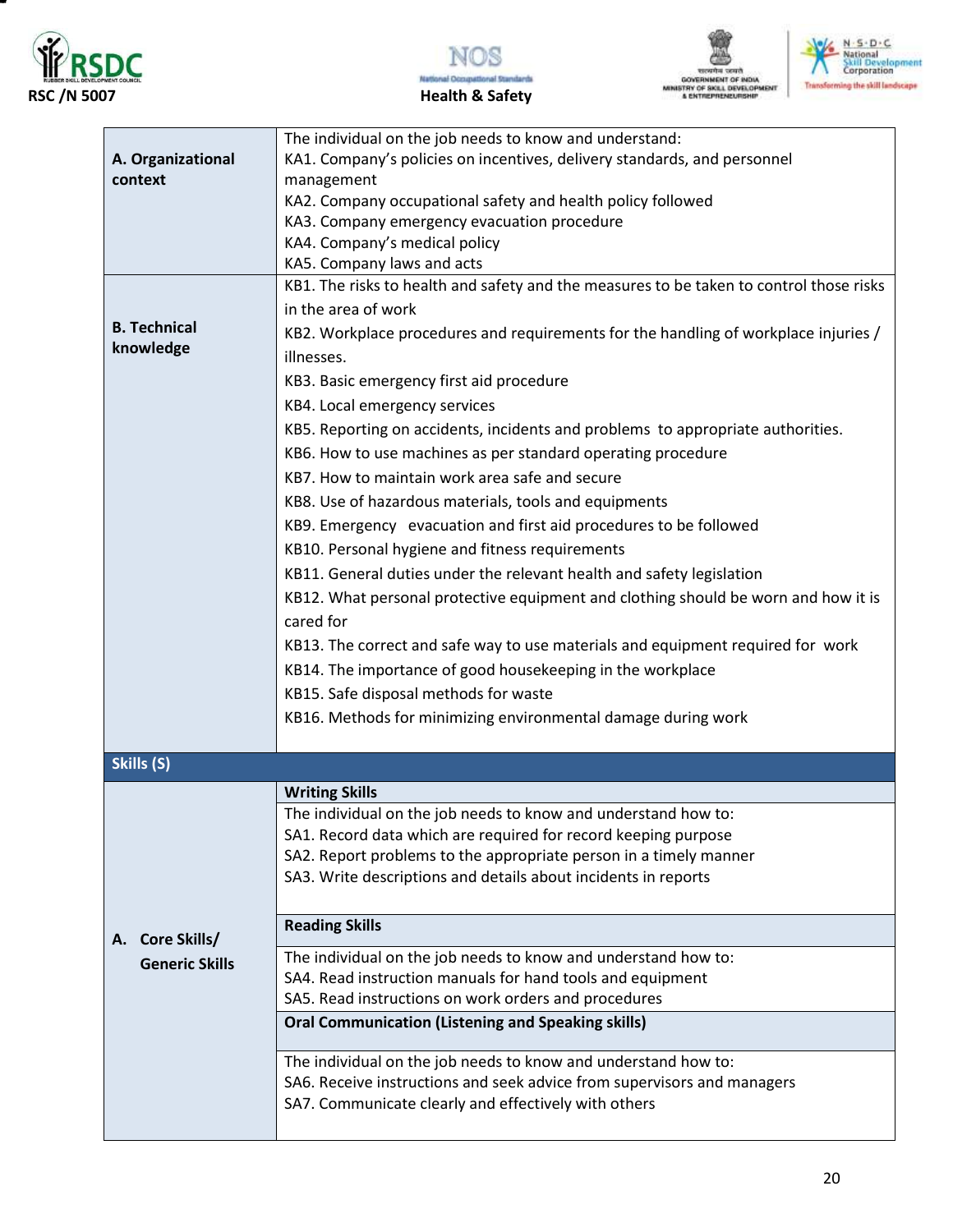| | |
|---|---|
| **A. Organizational context** | The individual on the job needs to know and understand:<br>KA1. Company's policies on incentives, delivery standards, and personnel management<br>KA2. Company occupational safety and health policy followed<br>KA3. Company emergency evacuation procedure<br>KA4. Company's medical policy<br>KA5. Company laws and acts |
| **B. Technical knowledge** | KB1. The risks to health and safety and the measures to be taken to control those risks in the area of work<br>KB2. Workplace procedures and requirements for the handling of workplace injuries / illnesses.<br>KB3. Basic emergency first aid procedure<br>KB4. Local emergency services<br>KB5. Reporting on accidents, incidents and problems to appropriate authorities.<br>KB6. How to use machines as per standard operating procedure<br>KB7. How to maintain work area safe and secure<br>KB8. Use of hazardous materials, tools and equipments<br>KB9. Emergency evacuation and first aid procedures to be followed<br>KB10. Personal hygiene and fitness requirements<br>KB11. General duties under the relevant health and safety legislation<br>KB12. What personal protective equipment and clothing should be worn and how it is cared for<br>KB13. The correct and safe way to use materials and equipment required for work<br>KB14. The importance of good housekeeping in the workplace<br>KB15. Safe disposal methods for waste<br>KB16. Methods for minimizing environmental damage during work |
| **Skills (S)** | |
| **A. Core Skills/ Generic Skills** | **Writing Skills**<br>The individual on the job needs to know and understand how to:<br>SA1. Record data which are required for record keeping purpose<br>SA2. Report problems to the appropriate person in a timely manner<br>SA3. Write descriptions and details about incidents in reports<br><br>**Reading Skills**<br>The individual on the job needs to know and understand how to:<br>SA4. Read instruction manuals for hand tools and equipment<br>SA5. Read instructions on work orders and procedures<br><br>**Oral Communication (Listening and Speaking skills)**<br>The individual on the job needs to know and understand how to:<br>SA6. Receive instructions and seek advice from supervisors and managers<br>SA7. Communicate clearly and effectively with others |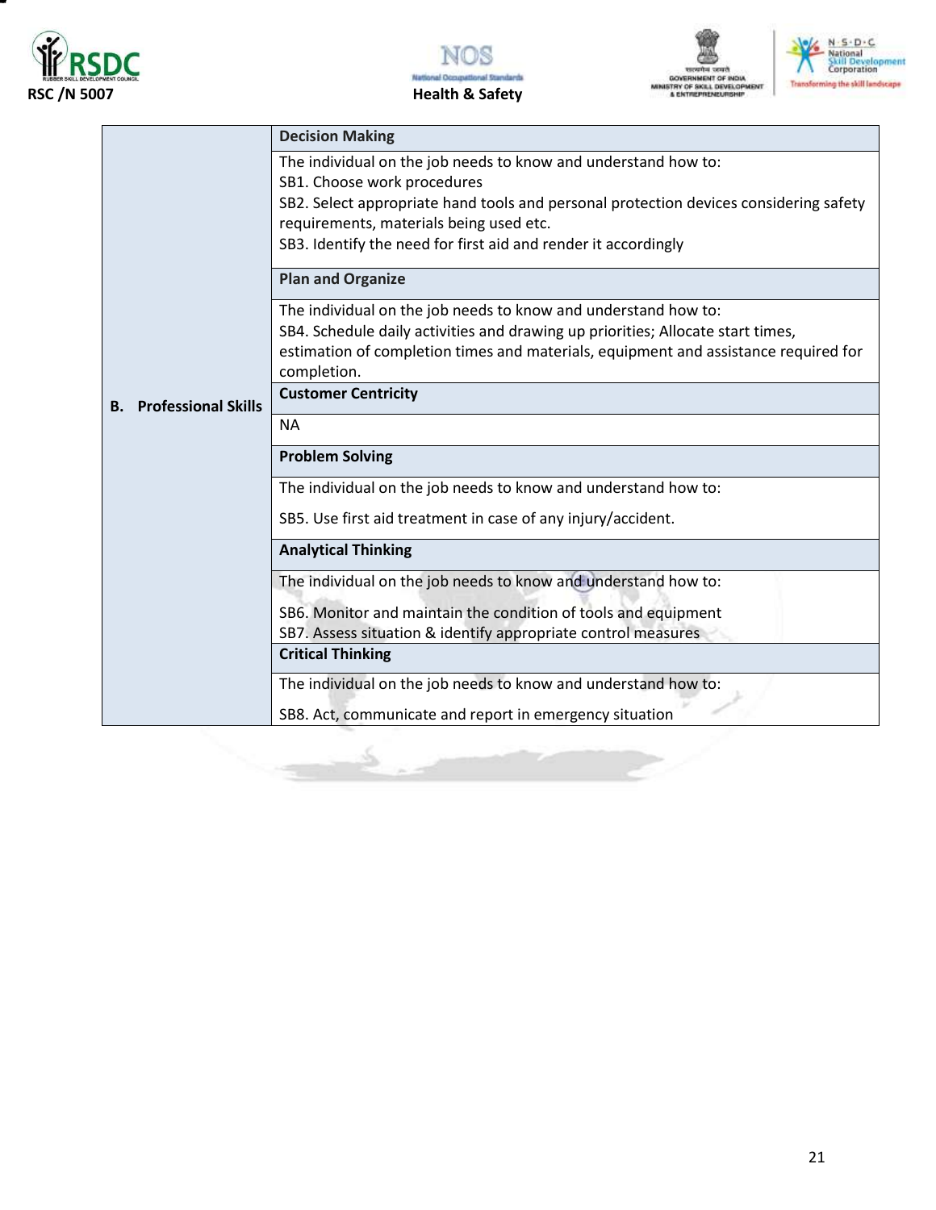| | |
|---|---|
| **B. Professional Skills** | **Decision Making** |
| | The individual on the job needs to know and understand how to:<br>SB1. Choose work procedures<br>SB2. Select appropriate hand tools and personal protection devices considering safety requirements, materials being used etc.<br>SB3. Identify the need for first aid and render it accordingly |
| | **Plan and Organize** |
| | The individual on the job needs to know and understand how to:<br>SB4. Schedule daily activities and drawing up priorities; Allocate start times, estimation of completion times and materials, equipment and assistance required for completion. |
| | **Customer Centricity** |
| | NA |
| | **Problem Solving** |
| | The individual on the job needs to know and understand how to:<br>SB5. Use first aid treatment in case of any injury/accident. |
| | **Analytical Thinking** |
| | The individual on the job needs to know and understand how to:<br>SB6. Monitor and maintain the condition of tools and equipment<br>SB7. Assess situation & identify appropriate control measures |
| | **Critical Thinking** |
| | The individual on the job needs to know and understand how to:<br>SB8. Act, communicate and report in emergency situation |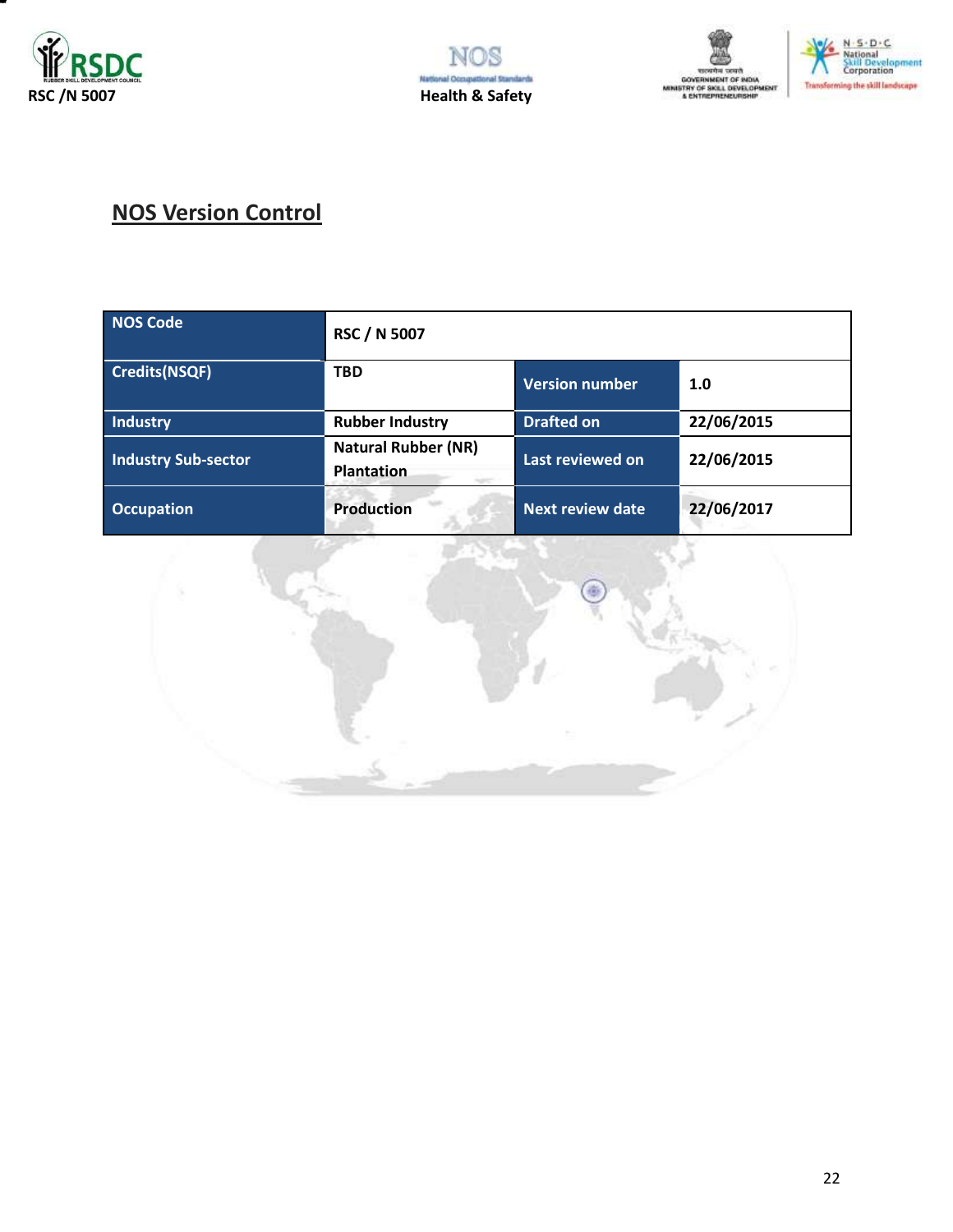## NOS Version Control

| NOS Code | RSC / N 5007 | | |
|---|---|---|---|
| Credits(NSQF) | TBD | Version number | 1.0 |
| Industry | Rubber Industry | Drafted on | 22/06/2015 |
| Industry Sub-sector | Natural Rubber (NR) Plantation | Last reviewed on | 22/06/2015 |
| Occupation | Production | Next review date | 22/06/2017 |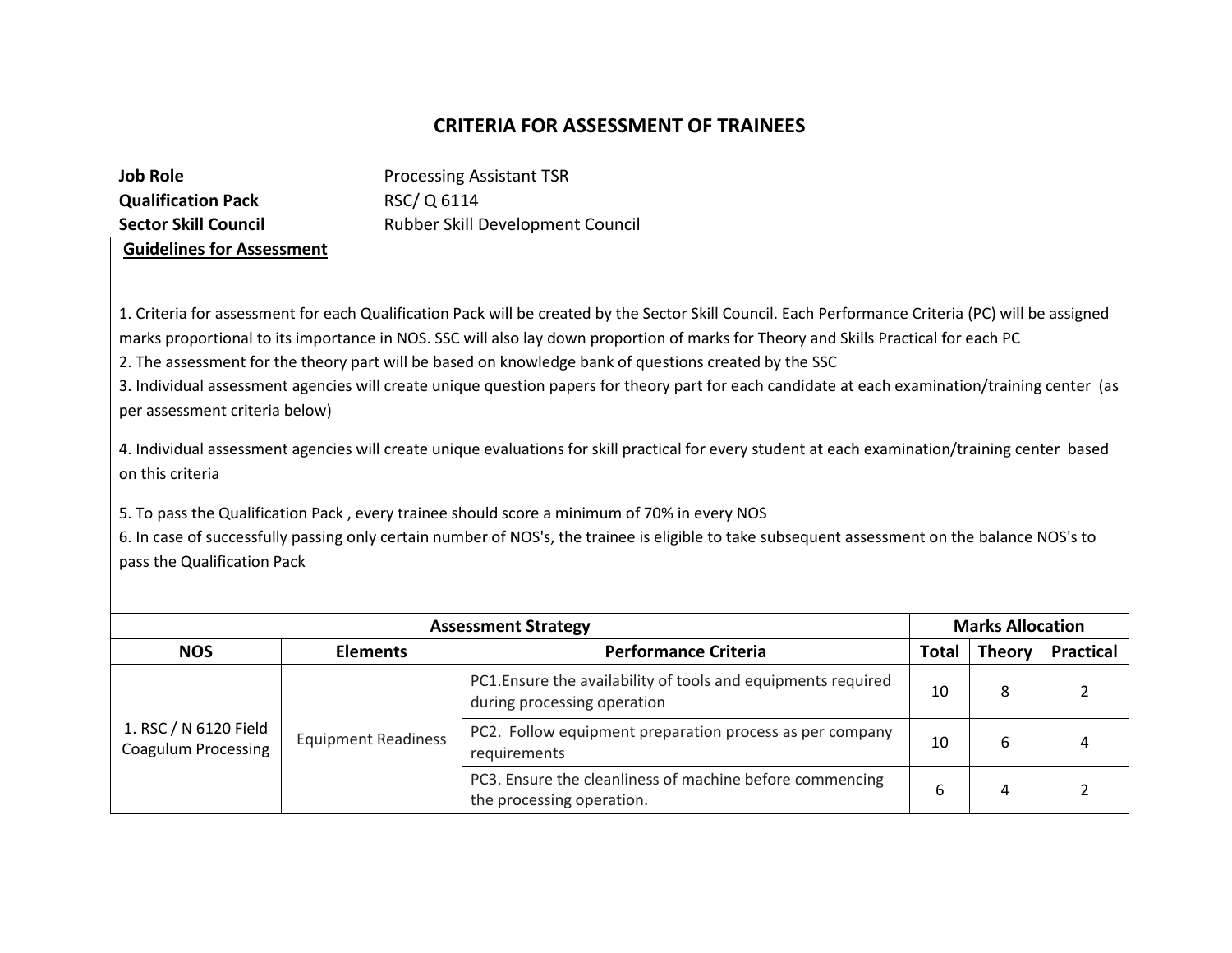# CRITERIA FOR ASSESSMENT OF TRAINEES

**Job Role** Processing Assistant TSR
**Qualification Pack** RSC/ Q 6114
**Sector Skill Council** Rubber Skill Development Council

**Guidelines for Assessment**

1. Criteria for assessment for each Qualification Pack will be created by the Sector Skill Council. Each Performance Criteria (PC) will be assigned marks proportional to its importance in NOS. SSC will also lay down proportion of marks for Theory and Skills Practical for each PC
2. The assessment for the theory part will be based on knowledge bank of questions created by the SSC
3. Individual assessment agencies will create unique question papers for theory part for each candidate at each examination/training center (as per assessment criteria below)
4. Individual assessment agencies will create unique evaluations for skill practical for every student at each examination/training center based on this criteria
5. To pass the Qualification Pack , every trainee should score a minimum of 70% in every NOS
6. In case of successfully passing only certain number of NOS's, the trainee is eligible to take subsequent assessment on the balance NOS's to pass the Qualification Pack

| Assessment Strategy | | | Marks Allocation | | |
|---|---|---|---|---|---|
| **NOS** | **Elements** | **Performance Criteria** | **Total** | **Theory** | **Practical** |
| 1. RSC / N 6120 Field Coagulum Processing | Equipment Readiness | PC1.Ensure the availability of tools and equipments required during processing operation | 10 | 8 | 2 |
| | | PC2. Follow equipment preparation process as per company requirements | 10 | 6 | 4 |
| | | PC3. Ensure the cleanliness of machine before commencing the processing operation. | 6 | 4 | 2 |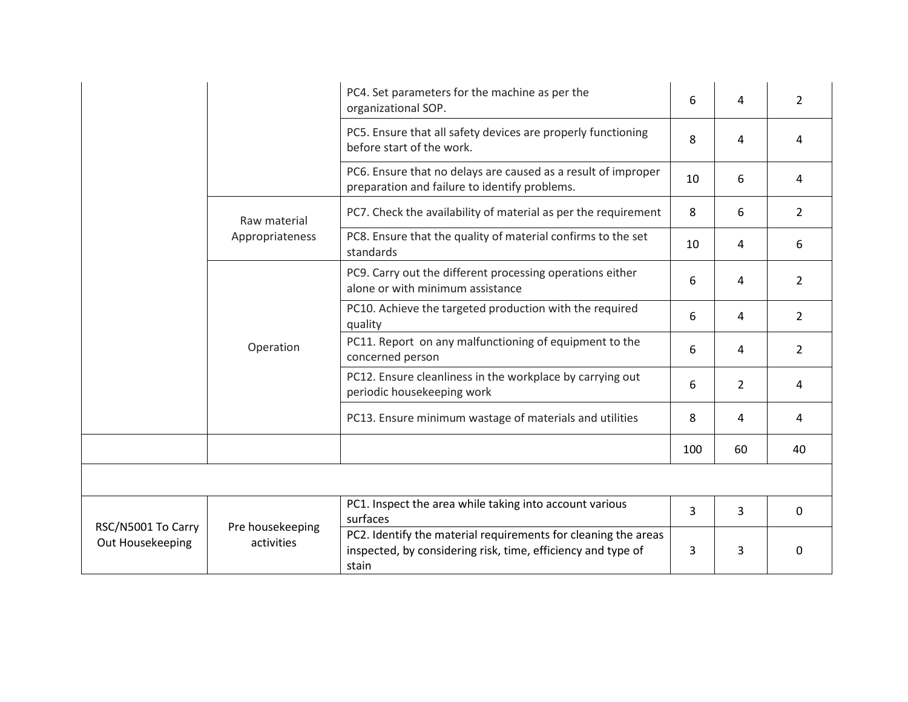| | | | | | |
|---|---|---|---|---|---|
| | | PC4. Set parameters for the machine as per the organizational SOP. | 6 | 4 | 2 |
| | | PC5. Ensure that all safety devices are properly functioning before start of the work. | 8 | 4 | 4 |
| | | PC6. Ensure that no delays are caused as a result of improper preparation and failure to identify problems. | 10 | 6 | 4 |
| | Raw material Appropriateness | PC7. Check the availability of material as per the requirement | 8 | 6 | 2 |
| | | PC8. Ensure that the quality of material confirms to the set standards | 10 | 4 | 6 |
| | Operation | PC9. Carry out the different processing operations either alone or with minimum assistance | 6 | 4 | 2 |
| | | PC10. Achieve the targeted production with the required quality | 6 | 4 | 2 |
| | | PC11. Report on any malfunctioning of equipment to the concerned person | 6 | 4 | 2 |
| | | PC12. Ensure cleanliness in the workplace by carrying out periodic housekeeping work | 6 | 2 | 4 |
| | | PC13. Ensure minimum wastage of materials and utilities | 8 | 4 | 4 |
| | | | 100 | 60 | 40 |
| | | | | | |
| RSC/N5001 To Carry Out Housekeeping | Pre housekeeping activities | PC1. Inspect the area while taking into account various surfaces | 3 | 3 | 0 |
| | | PC2. Identify the material requirements for cleaning the areas inspected, by considering risk, time, efficiency and type of stain | 3 | 3 | 0 |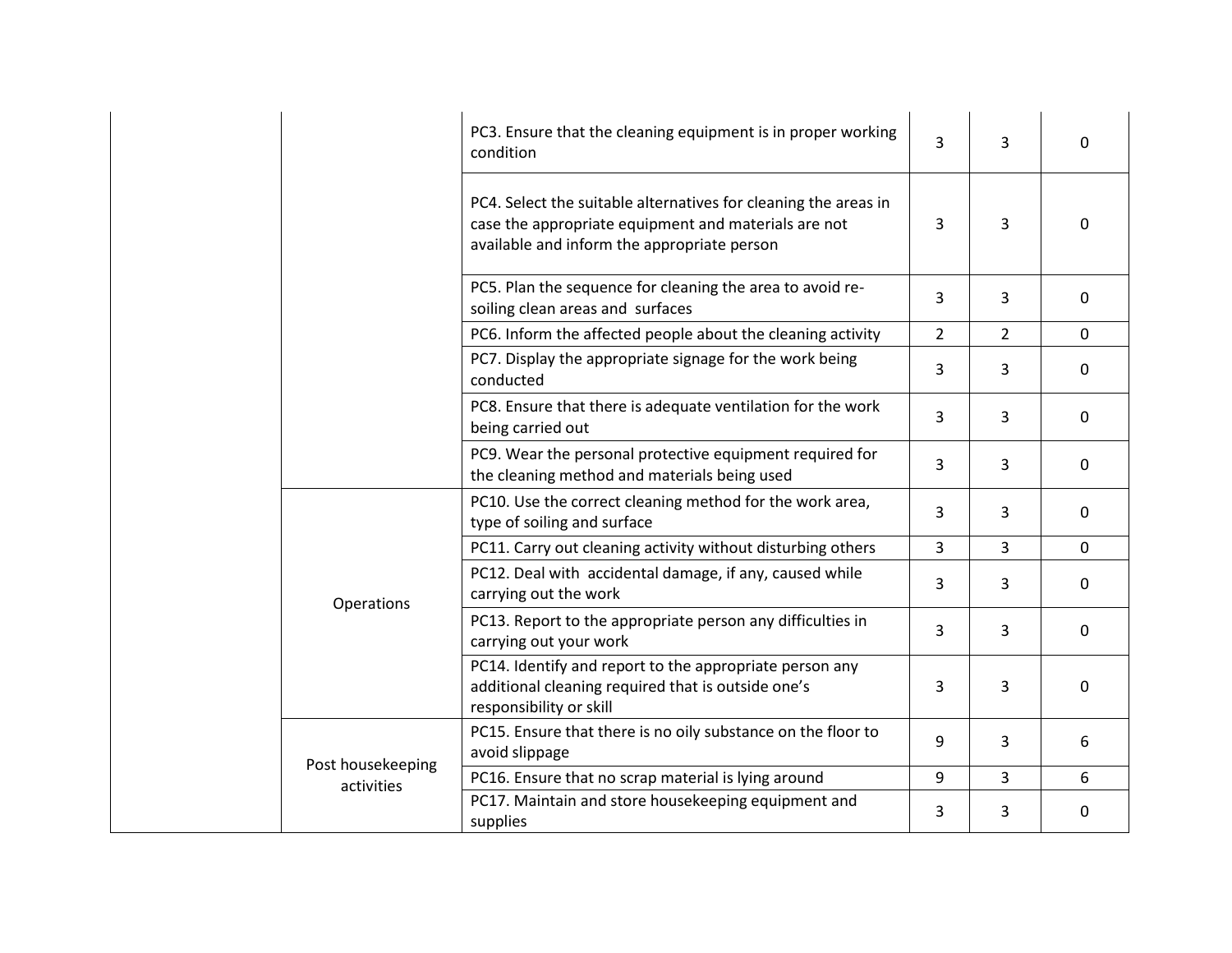| | | | | | |
|---|---|---|---|---|---|
| | | PC3. Ensure that the cleaning equipment is in proper working condition | 3 | 3 | 0 |
| | | PC4. Select the suitable alternatives for cleaning the areas in case the appropriate equipment and materials are not available and inform the appropriate person | 3 | 3 | 0 |
| | | PC5. Plan the sequence for cleaning the area to avoid re-soiling clean areas and surfaces | 3 | 3 | 0 |
| | | PC6. Inform the affected people about the cleaning activity | 2 | 2 | 0 |
| | | PC7. Display the appropriate signage for the work being conducted | 3 | 3 | 0 |
| | | PC8. Ensure that there is adequate ventilation for the work being carried out | 3 | 3 | 0 |
| | | PC9. Wear the personal protective equipment required for the cleaning method and materials being used | 3 | 3 | 0 |
| | Operations | PC10. Use the correct cleaning method for the work area, type of soiling and surface | 3 | 3 | 0 |
| | | PC11. Carry out cleaning activity without disturbing others | 3 | 3 | 0 |
| | | PC12. Deal with accidental damage, if any, caused while carrying out the work | 3 | 3 | 0 |
| | | PC13. Report to the appropriate person any difficulties in carrying out your work | 3 | 3 | 0 |
| | | PC14. Identify and report to the appropriate person any additional cleaning required that is outside one's responsibility or skill | 3 | 3 | 0 |
| | Post housekeeping activities | PC15. Ensure that there is no oily substance on the floor to avoid slippage | 9 | 3 | 6 |
| | | PC16. Ensure that no scrap material is lying around | 9 | 3 | 6 |
| | | PC17. Maintain and store housekeeping equipment and supplies | 3 | 3 | 0 |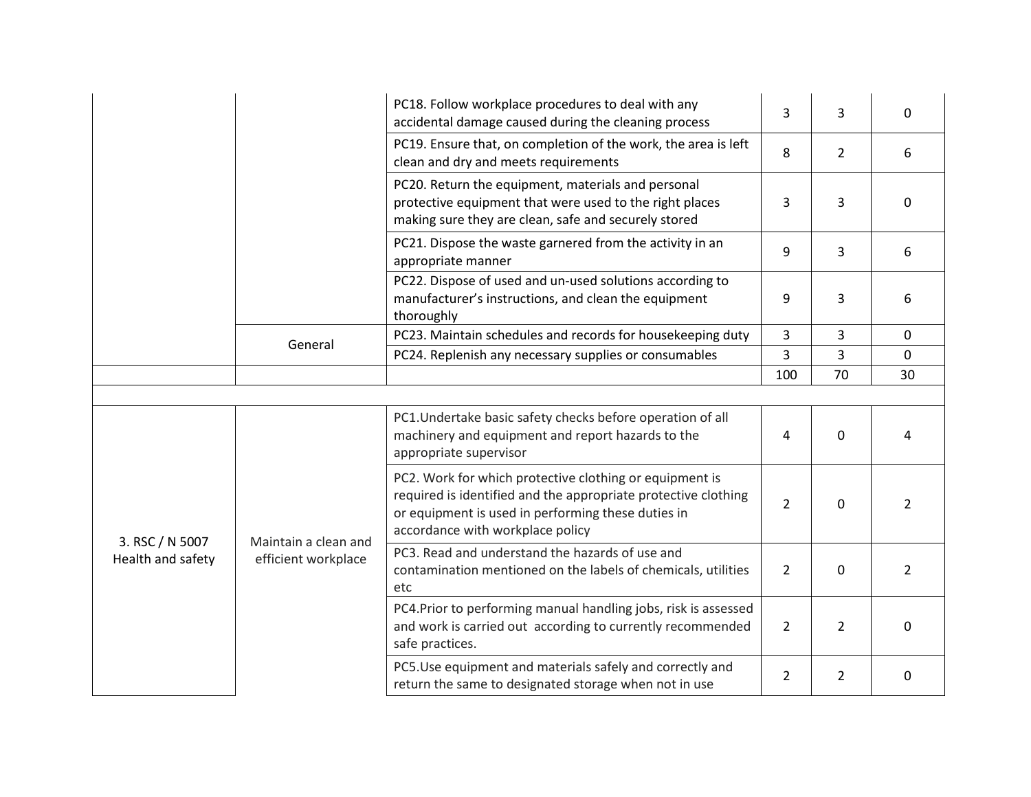| | | | | | |
|---|---|---|---|---|---|
| | | PC18. Follow workplace procedures to deal with any accidental damage caused during the cleaning process | 3 | 3 | 0 |
| | | PC19. Ensure that, on completion of the work, the area is left clean and dry and meets requirements | 8 | 2 | 6 |
| | | PC20. Return the equipment, materials and personal protective equipment that were used to the right places making sure they are clean, safe and securely stored | 3 | 3 | 0 |
| | | PC21. Dispose the waste garnered from the activity in an appropriate manner | 9 | 3 | 6 |
| | | PC22. Dispose of used and un-used solutions according to manufacturer's instructions, and clean the equipment thoroughly | 9 | 3 | 6 |
| | General | PC23. Maintain schedules and records for housekeeping duty | 3 | 3 | 0 |
| | | PC24. Replenish any necessary supplies or consumables | 3 | 3 | 0 |
| | | | 100 | 70 | 30 |
| | | | | | |
| 3. RSC / N 5007 Health and safety | Maintain a clean and efficient workplace | PC1.Undertake basic safety checks before operation of all machinery and equipment and report hazards to the appropriate supervisor | 4 | 0 | 4 |
| | | PC2. Work for which protective clothing or equipment is required is identified and the appropriate protective clothing or equipment is used in performing these duties in accordance with workplace policy | 2 | 0 | 2 |
| | | PC3. Read and understand the hazards of use and contamination mentioned on the labels of chemicals, utilities etc | 2 | 0 | 2 |
| | | PC4.Prior to performing manual handling jobs, risk is assessed and work is carried out according to currently recommended safe practices. | 2 | 2 | 0 |
| | | PC5.Use equipment and materials safely and correctly and return the same to designated storage when not in use | 2 | 2 | 0 |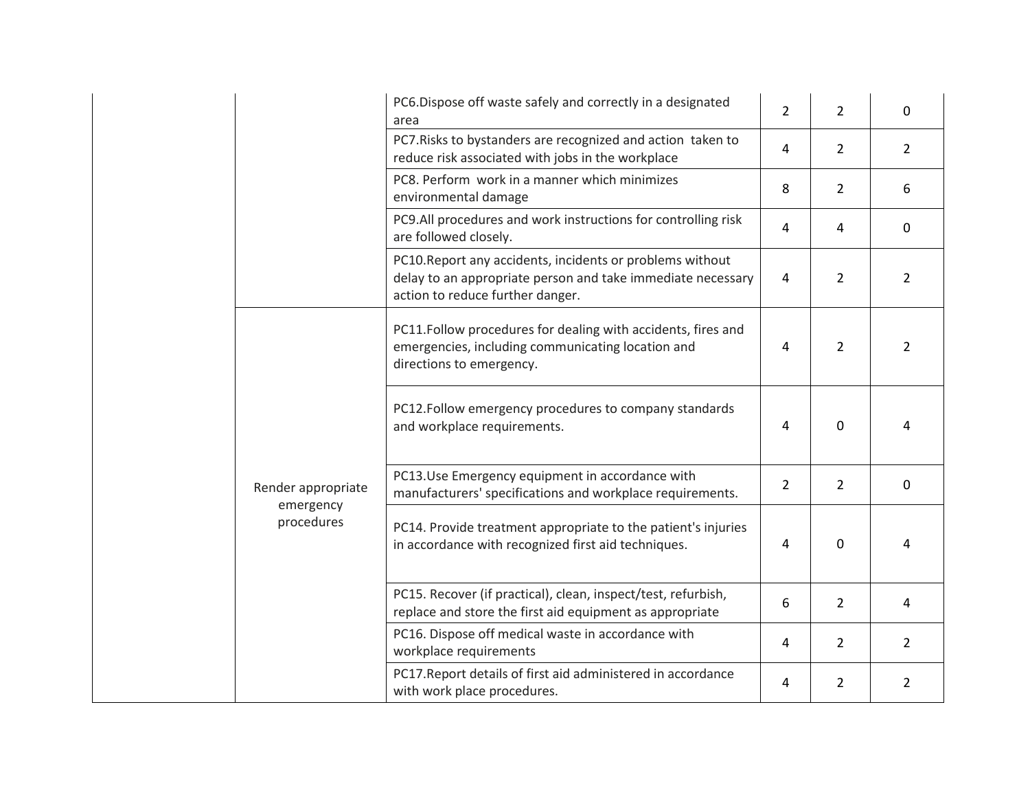| | | | | | |
|---|---|---|---|---|---|
| | | PC6.Dispose off waste safely and correctly in a designated area | 2 | 2 | 0 |
| | | PC7.Risks to bystanders are recognized and action taken to reduce risk associated with jobs in the workplace | 4 | 2 | 2 |
| | | PC8. Perform work in a manner which minimizes environmental damage | 8 | 2 | 6 |
| | | PC9.All procedures and work instructions for controlling risk are followed closely. | 4 | 4 | 0 |
| | | PC10.Report any accidents, incidents or problems without delay to an appropriate person and take immediate necessary action to reduce further danger. | 4 | 2 | 2 |
| | Render appropriate emergency procedures | PC11.Follow procedures for dealing with accidents, fires and emergencies, including communicating location and directions to emergency. | 4 | 2 | 2 |
| | | PC12.Follow emergency procedures to company standards and workplace requirements. | 4 | 0 | 4 |
| | | PC13.Use Emergency equipment in accordance with manufacturers' specifications and workplace requirements. | 2 | 2 | 0 |
| | | PC14. Provide treatment appropriate to the patient's injuries in accordance with recognized first aid techniques. | 4 | 0 | 4 |
| | | PC15. Recover (if practical), clean, inspect/test, refurbish, replace and store the first aid equipment as appropriate | 6 | 2 | 4 |
| | | PC16. Dispose off medical waste in accordance with workplace requirements | 4 | 2 | 2 |
| | | PC17.Report details of first aid administered in accordance with work place procedures. | 4 | 2 | 2 |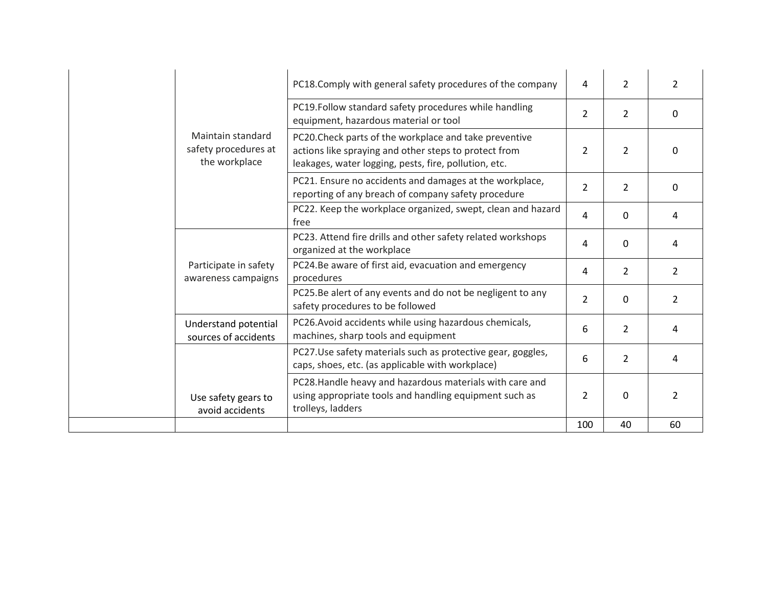| | | | | | |
|---|---|---|---|---|---|
| | Maintain standard safety procedures at the workplace | PC18.Comply with general safety procedures of the company | 4 | 2 | 2 |
| | | PC19.Follow standard safety procedures while handling equipment, hazardous material or tool | 2 | 2 | 0 |
| | | PC20.Check parts of the workplace and take preventive actions like spraying and other steps to protect from leakages, water logging, pests, fire, pollution, etc. | 2 | 2 | 0 |
| | | PC21. Ensure no accidents and damages at the workplace, reporting of any breach of company safety procedure | 2 | 2 | 0 |
| | | PC22. Keep the workplace organized, swept, clean and hazard free | 4 | 0 | 4 |
| | Participate in safety awareness campaigns | PC23. Attend fire drills and other safety related workshops organized at the workplace | 4 | 0 | 4 |
| | | PC24.Be aware of first aid, evacuation and emergency procedures | 4 | 2 | 2 |
| | | PC25.Be alert of any events and do not be negligent to any safety procedures to be followed | 2 | 0 | 2 |
| | Understand potential sources of accidents | PC26.Avoid accidents while using hazardous chemicals, machines, sharp tools and equipment | 6 | 2 | 4 |
| | Use safety gears to avoid accidents | PC27.Use safety materials such as protective gear, goggles, caps, shoes, etc. (as applicable with workplace) | 6 | 2 | 4 |
| | | PC28.Handle heavy and hazardous materials with care and using appropriate tools and handling equipment such as trolleys, ladders | 2 | 0 | 2 |
| | | | 100 | 40 | 60 |